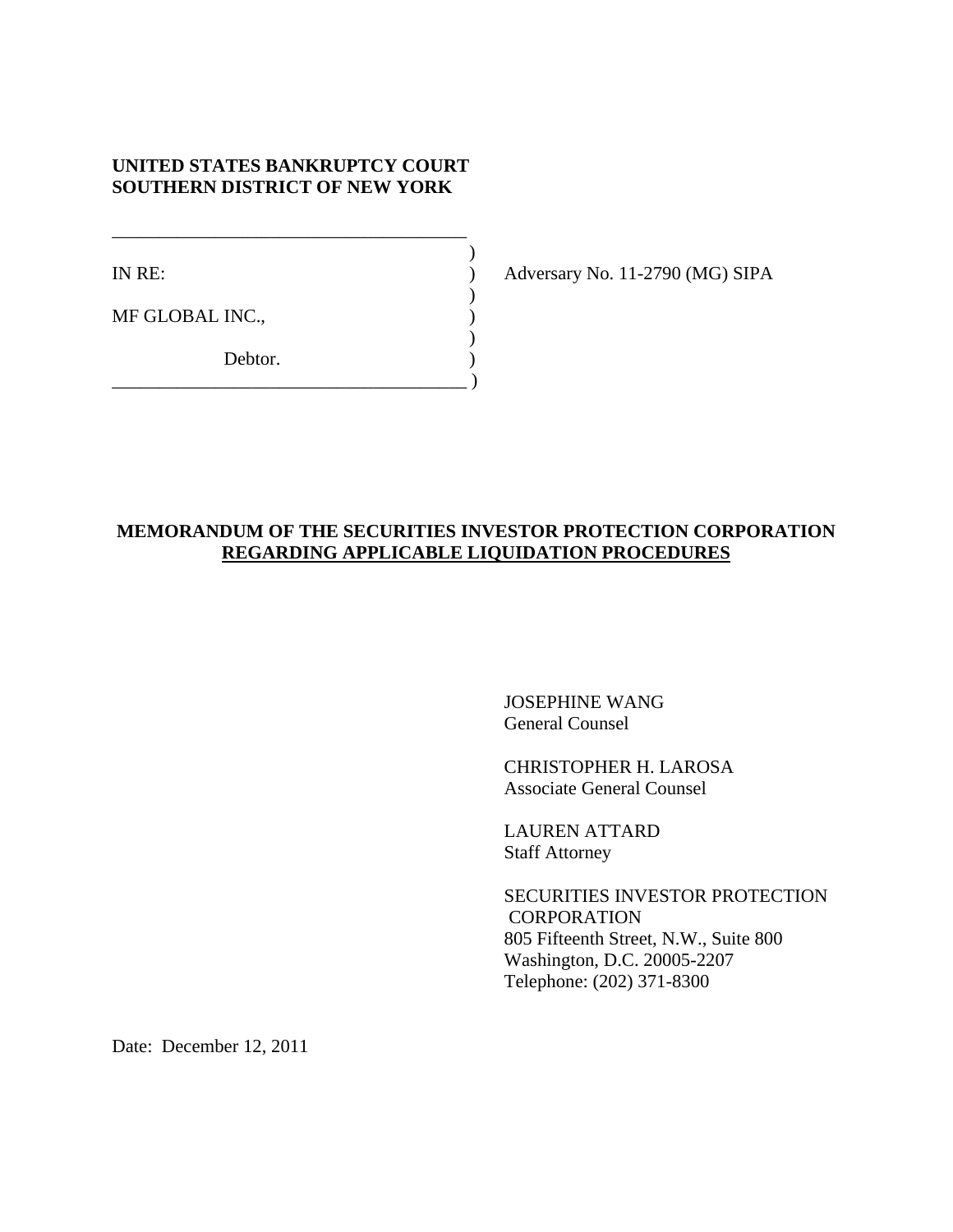**UNITED STATES BANKRUPTCY COURT**
**SOUTHERN DISTRICT OF NEW YORK**

| | | |
|---|---|---|
| IN RE: | ) | Adversary No. 11-2790 (MG) SIPA |
| MF GLOBAL INC., | ) | |
| Debtor. | ) | |

**MEMORANDUM OF THE SECURITIES INVESTOR PROTECTION CORPORATION**
**REGARDING APPLICABLE LIQUIDATION PROCEDURES**

JOSEPHINE WANG
General Counsel

CHRISTOPHER H. LAROSA
Associate General Counsel

LAUREN ATTARD
Staff Attorney

SECURITIES INVESTOR PROTECTION CORPORATION
805 Fifteenth Street, N.W., Suite 800
Washington, D.C. 20005-2207
Telephone: (202) 371-8300

Date: December 12, 2011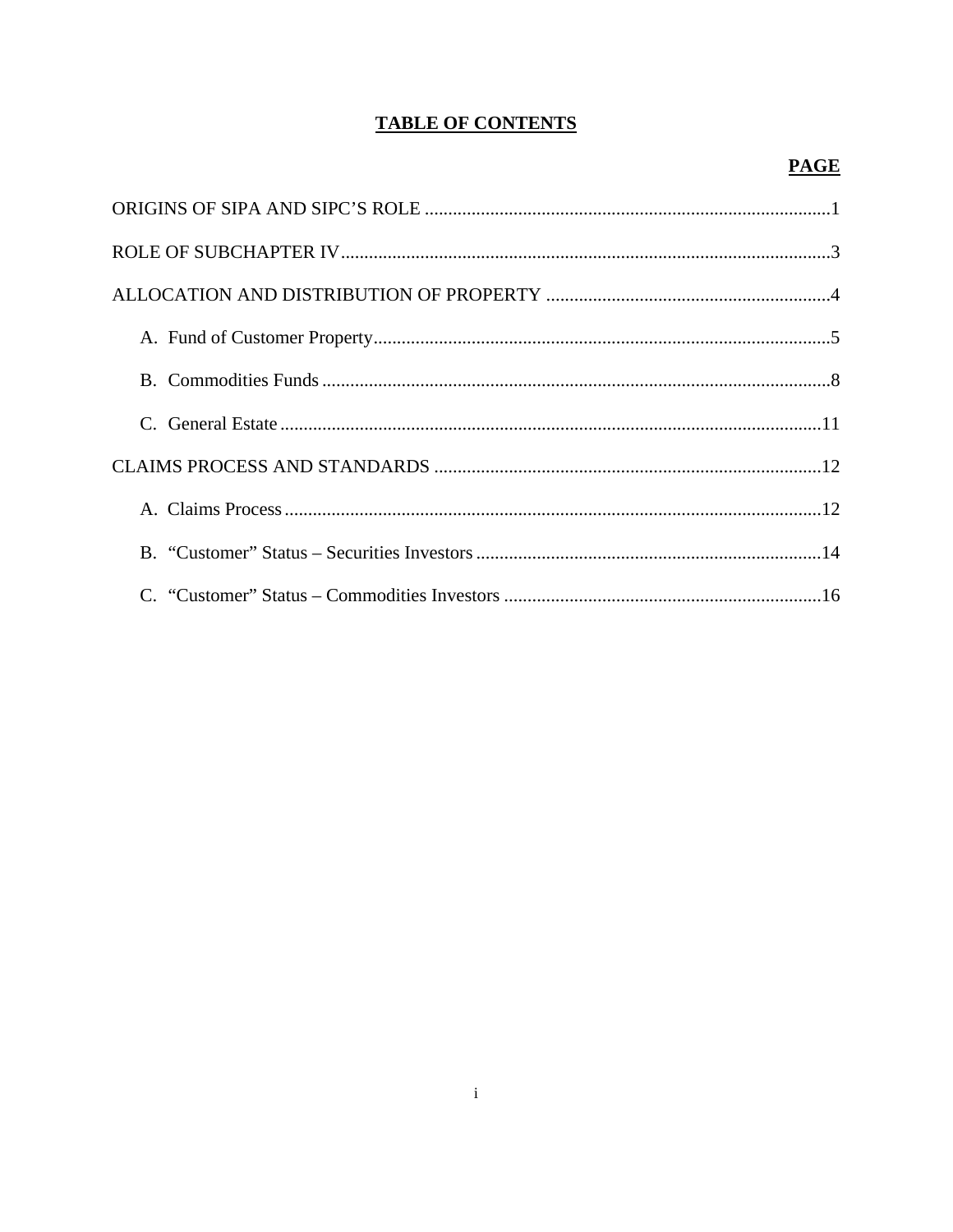# TABLE OF CONTENTS

| | PAGE |
|---|---|
| ORIGINS OF SIPA AND SIPC'S ROLE | 1 |
| ROLE OF SUBCHAPTER IV | 3 |
| ALLOCATION AND DISTRIBUTION OF PROPERTY | 4 |
| A. Fund of Customer Property | 5 |
| B. Commodities Funds | 8 |
| C. General Estate | 11 |
| CLAIMS PROCESS AND STANDARDS | 12 |
| A. Claims Process | 12 |
| B. "Customer" Status – Securities Investors | 14 |
| C. "Customer" Status – Commodities Investors | 16 |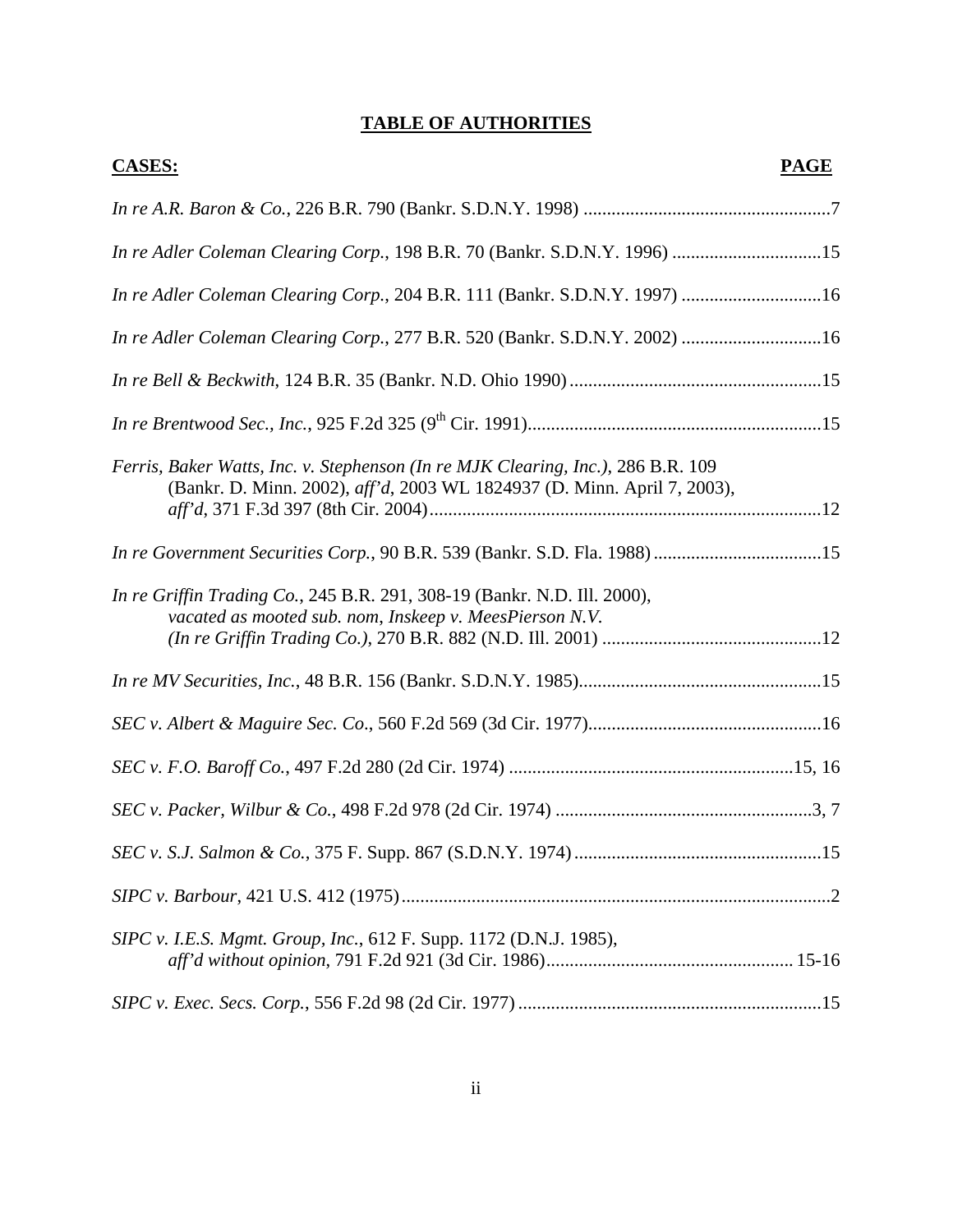# TABLE OF AUTHORITIES

| **CASES:** | **PAGE** |
| --- | --- |
| *In re A.R. Baron & Co.*, 226 B.R. 790 (Bankr. S.D.N.Y. 1998) | 7 |
| *In re Adler Coleman Clearing Corp.*, 198 B.R. 70 (Bankr. S.D.N.Y. 1996) | 15 |
| *In re Adler Coleman Clearing Corp.*, 204 B.R. 111 (Bankr. S.D.N.Y. 1997) | 16 |
| *In re Adler Coleman Clearing Corp.*, 277 B.R. 520 (Bankr. S.D.N.Y. 2002) | 16 |
| *In re Bell & Beckwith*, 124 B.R. 35 (Bankr. N.D. Ohio 1990) | 15 |
| *In re Brentwood Sec., Inc.*, 925 F.2d 325 (9th Cir. 1991) | 15 |
| *Ferris, Baker Watts, Inc. v. Stephenson (In re MJK Clearing, Inc.)*, 286 B.R. 109 (Bankr. D. Minn. 2002), *aff'd*, 2003 WL 1824937 (D. Minn. April 7, 2003), *aff'd*, 371 F.3d 397 (8th Cir. 2004) | 12 |
| *In re Government Securities Corp.*, 90 B.R. 539 (Bankr. S.D. Fla. 1988) | 15 |
| *In re Griffin Trading Co.*, 245 B.R. 291, 308-19 (Bankr. N.D. Ill. 2000), *vacated as mooted sub. nom, Inskeep v. MeesPierson N.V. (In re Griffin Trading Co.)*, 270 B.R. 882 (N.D. Ill. 2001) | 12 |
| *In re MV Securities, Inc.*, 48 B.R. 156 (Bankr. S.D.N.Y. 1985) | 15 |
| *SEC v. Albert & Maguire Sec. Co*., 560 F.2d 569 (3d Cir. 1977) | 16 |
| *SEC v. F.O. Baroff Co.*, 497 F.2d 280 (2d Cir. 1974) | 15, 16 |
| *SEC v. Packer, Wilbur & Co.*, 498 F.2d 978 (2d Cir. 1974) | 3, 7 |
| *SEC v. S.J. Salmon & Co.*, 375 F. Supp. 867 (S.D.N.Y. 1974) | 15 |
| *SIPC v. Barbour*, 421 U.S. 412 (1975) | 2 |
| *SIPC v. I.E.S. Mgmt. Group, Inc.*, 612 F. Supp. 1172 (D.N.J. 1985), *aff'd without opinion*, 791 F.2d 921 (3d Cir. 1986) | 15-16 |
| *SIPC v. Exec. Secs. Corp.*, 556 F.2d 98 (2d Cir. 1977) | 15 |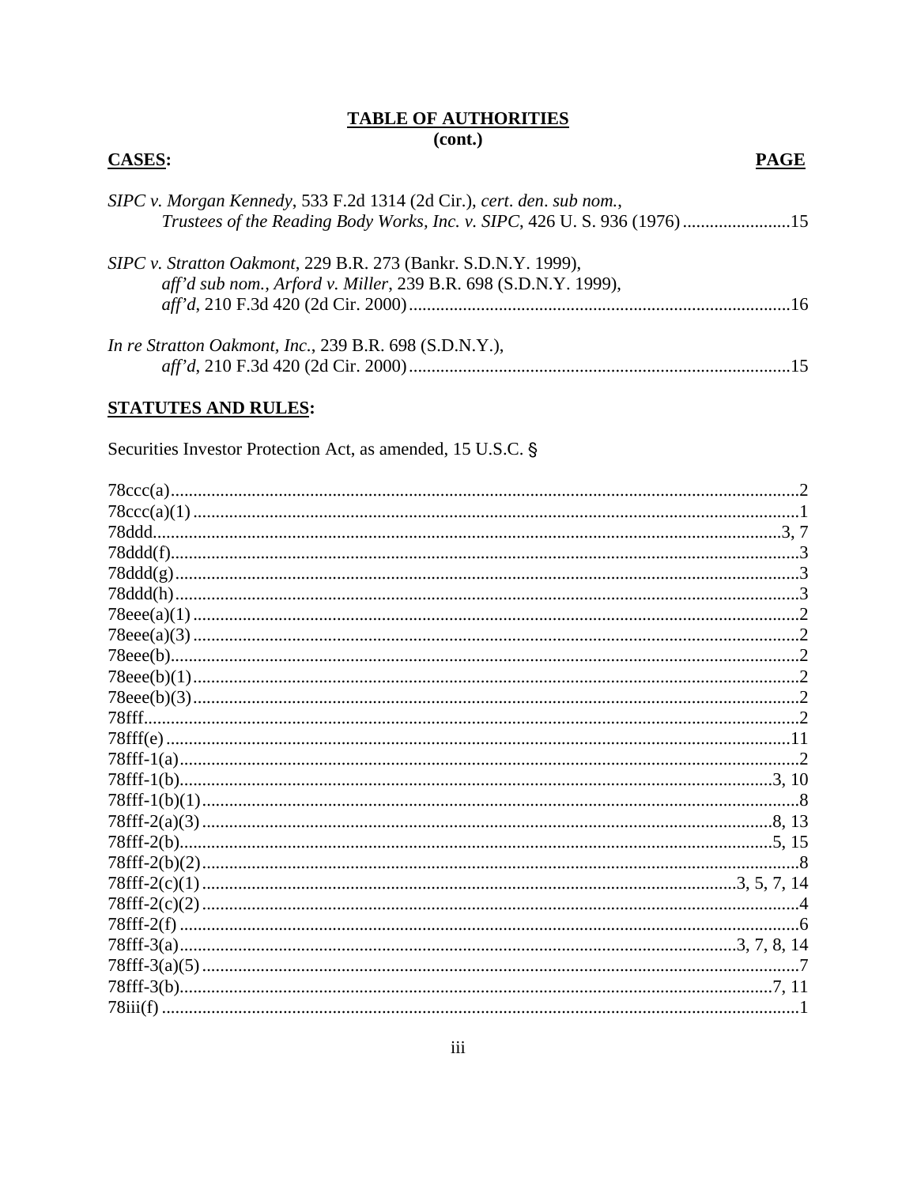**TABLE OF AUTHORITIES**
**(cont.)**

**CASES:** **PAGE**

*SIPC v. Morgan Kennedy*, 533 F.2d 1314 (2d Cir.), *cert. den. sub nom., Trustees of the Reading Body Works, Inc. v. SIPC*, 426 U. S. 936 (1976)........................15

*SIPC v. Stratton Oakmont*, 229 B.R. 273 (Bankr. S.D.N.Y. 1999), *aff'd sub nom., Arford v. Miller*, 239 B.R. 698 (S.D.N.Y. 1999), *aff'd*, 210 F.3d 420 (2d Cir. 2000)....................................................................................16

*In re Stratton Oakmont, Inc.*, 239 B.R. 698 (S.D.N.Y.), *aff'd*, 210 F.3d 420 (2d Cir. 2000)....................................................................................15

**STATUTES AND RULES:**

Securities Investor Protection Act, as amended, 15 U.S.C. §

78ccc(a)....................................................................................2
78ccc(a)(1)....................................................................................1
78ddd....................................................................................3, 7
78ddd(f)....................................................................................3
78ddd(g)....................................................................................3
78ddd(h)....................................................................................3
78eee(a)(1)....................................................................................2
78eee(a)(3)....................................................................................2
78eee(b)....................................................................................2
78eee(b)(1)....................................................................................2
78eee(b)(3)....................................................................................2
78fff....................................................................................2
78fff(e)....................................................................................11
78fff-1(a)....................................................................................2
78fff-1(b)....................................................................................3, 10
78fff-1(b)(1)....................................................................................8
78fff-2(a)(3)....................................................................................8, 13
78fff-2(b)....................................................................................5, 15
78fff-2(b)(2)....................................................................................8
78fff-2(c)(1)....................................................................................3, 5, 7, 14
78fff-2(c)(2)....................................................................................4
78fff-2(f)....................................................................................6
78fff-3(a)....................................................................................3, 7, 8, 14
78fff-3(a)(5)....................................................................................7
78fff-3(b)....................................................................................7, 11
78iii(f)....................................................................................1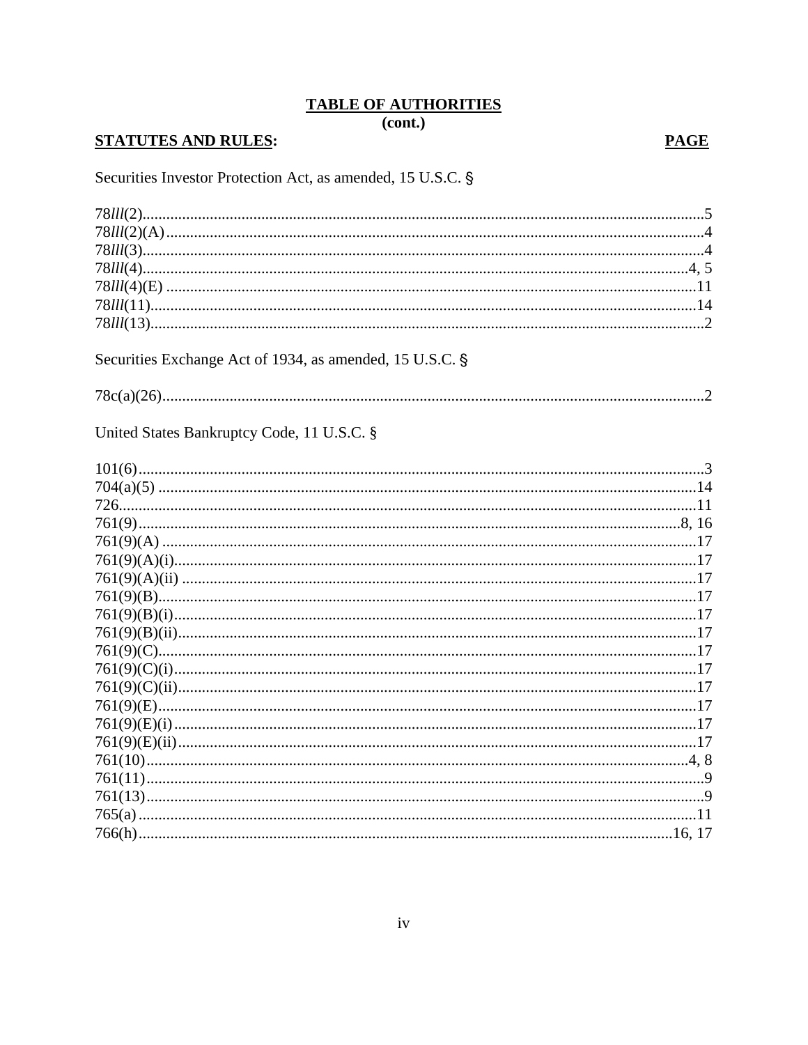## TABLE OF AUTHORITIES
**(cont.)**

**STATUTES AND RULES:** **PAGE**

Securities Investor Protection Act, as amended, 15 U.S.C. §

78*lll*(2) ..... 5
78*lll*(2)(A) ..... 4
78*lll*(3) ..... 4
78*lll*(4) ..... 4, 5
78*lll*(4)(E) ..... 11
78*lll*(11) ..... 14
78*lll*(13) ..... 2

Securities Exchange Act of 1934, as amended, 15 U.S.C. §

78c(a)(26) ..... 2

United States Bankruptcy Code, 11 U.S.C. §

101(6) ..... 3
704(a)(5) ..... 14
726 ..... 11
761(9) ..... 8, 16
761(9)(A) ..... 17
761(9)(A)(i) ..... 17
761(9)(A)(ii) ..... 17
761(9)(B) ..... 17
761(9)(B)(i) ..... 17
761(9)(B)(ii) ..... 17
761(9)(C) ..... 17
761(9)(C)(i) ..... 17
761(9)(C)(ii) ..... 17
761(9)(E) ..... 17
761(9)(E)(i) ..... 17
761(9)(E)(ii) ..... 17
761(10) ..... 4, 8
761(11) ..... 9
761(13) ..... 9
765(a) ..... 11
766(h) ..... 16, 17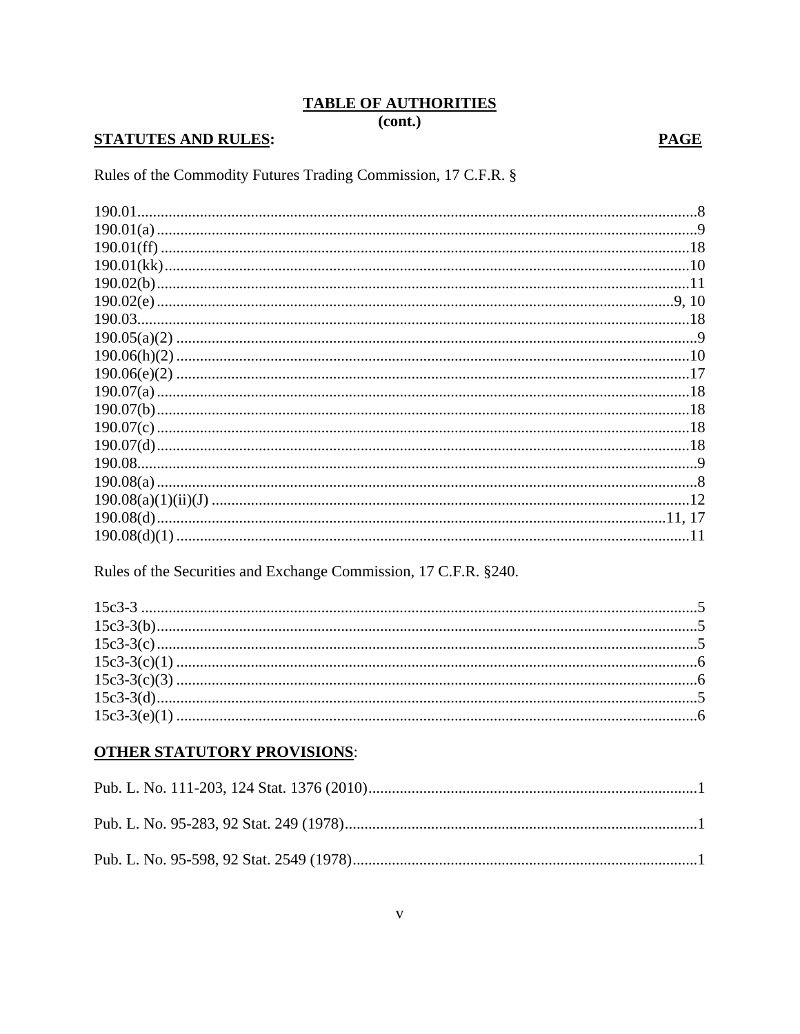# TABLE OF AUTHORITIES
**(cont.)**

**STATUTES AND RULES:** **PAGE**

Rules of the Commodity Futures Trading Commission, 17 C.F.R. §

190.01 ........................................................................ 8
190.01(a) ..................................................................... 9
190.01(ff) ................................................................... 18
190.01(kk) ................................................................... 10
190.02(b) .................................................................... 11
190.02(e) .................................................................. 9, 10
190.03 ........................................................................ 18
190.05(a)(2) .................................................................. 9
190.06(h)(2) ................................................................ 10
190.06(e)(2) ................................................................ 17
190.07(a) .................................................................... 18
190.07(b) .................................................................... 18
190.07(c) .................................................................... 18
190.07(d) .................................................................... 18
190.08 .......................................................................... 9
190.08(a) ...................................................................... 8
190.08(a)(1)(ii)(J) ........................................................ 12
190.08(d) ................................................................. 11, 17
190.08(d)(1) ................................................................ 11

Rules of the Securities and Exchange Commission, 17 C.F.R. §240.

15c3-3 ........................................................................... 5
15c3-3(b) ....................................................................... 5
15c3-3(c) ....................................................................... 5
15c3-3(c)(1) .................................................................. 6
15c3-3(c)(3) .................................................................. 6
15c3-3(d) ....................................................................... 5
15c3-3(e)(1) .................................................................. 6

**OTHER STATUTORY PROVISIONS**:

Pub. L. No. 111-203, 124 Stat. 1376 (2010) .................................. 1

Pub. L. No. 95-283, 92 Stat. 249 (1978) ....................................... 1

Pub. L. No. 95-598, 92 Stat. 2549 (1978) ..................................... 1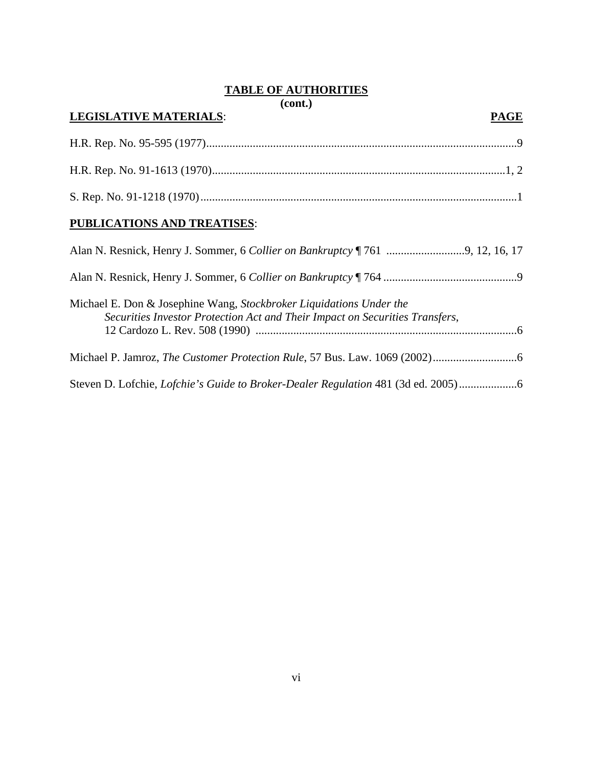**TABLE OF AUTHORITIES**
**(cont.)**

| **LEGISLATIVE MATERIALS**: | **PAGE** |
|---|---|
| H.R. Rep. No. 95-595 (1977) | 9 |
| H.R. Rep. No. 91-1613 (1970) | 1, 2 |
| S. Rep. No. 91-1218 (1970) | 1 |

**PUBLICATIONS AND TREATISES**:

| | |
|---|---|
| Alan N. Resnick, Henry J. Sommer, 6 *Collier on Bankruptcy* ¶ 761 | 9, 12, 16, 17 |
| Alan N. Resnick, Henry J. Sommer, 6 *Collier on Bankruptcy* ¶ 764 | 9 |
| Michael E. Don & Josephine Wang, *Stockbroker Liquidations Under the Securities Investor Protection Act and Their Impact on Securities Transfers*, 12 Cardozo L. Rev. 508 (1990) | 6 |
| Michael P. Jamroz, *The Customer Protection Rule*, 57 Bus. Law. 1069 (2002) | 6 |
| Steven D. Lofchie, *Lofchie's Guide to Broker-Dealer Regulation* 481 (3d ed. 2005) | 6 |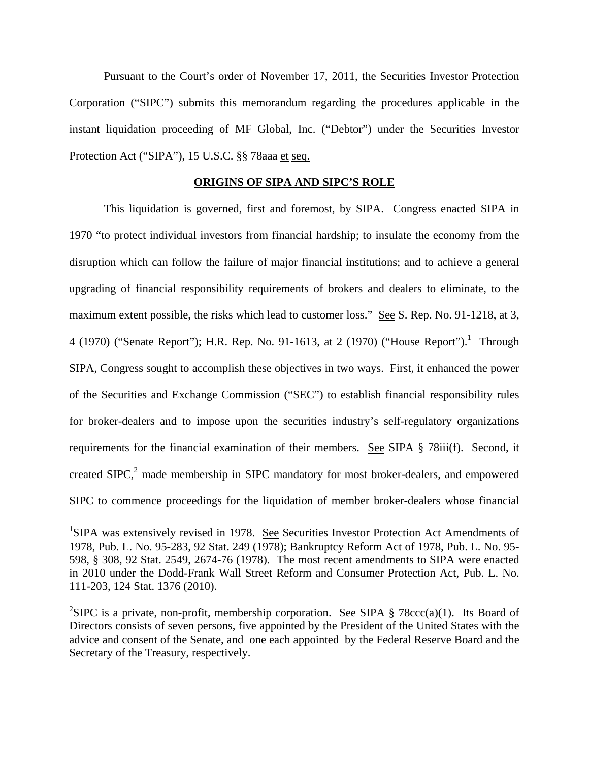Pursuant to the Court's order of November 17, 2011, the Securities Investor Protection Corporation ("SIPC") submits this memorandum regarding the procedures applicable in the instant liquidation proceeding of MF Global, Inc. ("Debtor") under the Securities Investor Protection Act ("SIPA"), 15 U.S.C. §§ 78aaa et seq.

## ORIGINS OF SIPA AND SIPC'S ROLE

This liquidation is governed, first and foremost, by SIPA. Congress enacted SIPA in 1970 "to protect individual investors from financial hardship; to insulate the economy from the disruption which can follow the failure of major financial institutions; and to achieve a general upgrading of financial responsibility requirements of brokers and dealers to eliminate, to the maximum extent possible, the risks which lead to customer loss." See S. Rep. No. 91-1218, at 3, 4 (1970) ("Senate Report"); H.R. Rep. No. 91-1613, at 2 (1970) ("House Report").[1] Through SIPA, Congress sought to accomplish these objectives in two ways. First, it enhanced the power of the Securities and Exchange Commission ("SEC") to establish financial responsibility rules for broker-dealers and to impose upon the securities industry's self-regulatory organizations requirements for the financial examination of their members. See SIPA § 78iii(f). Second, it created SIPC,[2] made membership in SIPC mandatory for most broker-dealers, and empowered SIPC to commence proceedings for the liquidation of member broker-dealers whose financial

---

[1] SIPA was extensively revised in 1978. See Securities Investor Protection Act Amendments of 1978, Pub. L. No. 95-283, 92 Stat. 249 (1978); Bankruptcy Reform Act of 1978, Pub. L. No. 95-598, § 308, 92 Stat. 2549, 2674-76 (1978). The most recent amendments to SIPA were enacted in 2010 under the Dodd-Frank Wall Street Reform and Consumer Protection Act, Pub. L. No. 111-203, 124 Stat. 1376 (2010).

[2] SIPC is a private, non-profit, membership corporation. See SIPA § 78ccc(a)(1). Its Board of Directors consists of seven persons, five appointed by the President of the United States with the advice and consent of the Senate, and one each appointed by the Federal Reserve Board and the Secretary of the Treasury, respectively.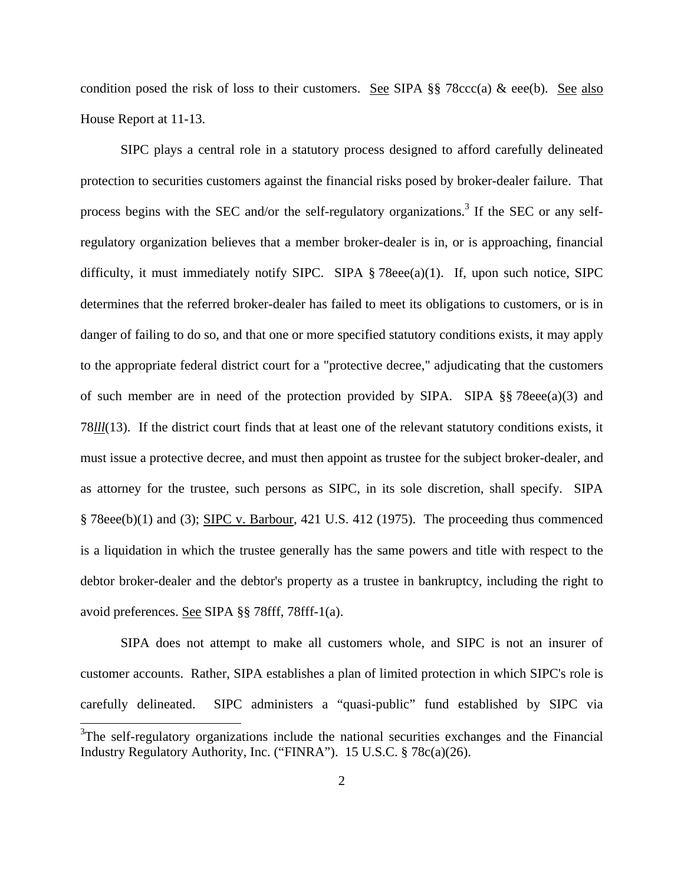condition posed the risk of loss to their customers. See SIPA §§ 78ccc(a) & eee(b). See also House Report at 11-13.

SIPC plays a central role in a statutory process designed to afford carefully delineated protection to securities customers against the financial risks posed by broker-dealer failure. That process begins with the SEC and/or the self-regulatory organizations.[3] If the SEC or any self-regulatory organization believes that a member broker-dealer is in, or is approaching, financial difficulty, it must immediately notify SIPC. SIPA § 78eee(a)(1). If, upon such notice, SIPC determines that the referred broker-dealer has failed to meet its obligations to customers, or is in danger of failing to do so, and that one or more specified statutory conditions exists, it may apply to the appropriate federal district court for a "protective decree," adjudicating that the customers of such member are in need of the protection provided by SIPA. SIPA §§ 78eee(a)(3) and 78*lll*(13). If the district court finds that at least one of the relevant statutory conditions exists, it must issue a protective decree, and must then appoint as trustee for the subject broker-dealer, and as attorney for the trustee, such persons as SIPC, in its sole discretion, shall specify. SIPA § 78eee(b)(1) and (3); SIPC v. Barbour, 421 U.S. 412 (1975). The proceeding thus commenced is a liquidation in which the trustee generally has the same powers and title with respect to the debtor broker-dealer and the debtor's property as a trustee in bankruptcy, including the right to avoid preferences. See SIPA §§ 78fff, 78fff-1(a).

SIPA does not attempt to make all customers whole, and SIPC is not an insurer of customer accounts. Rather, SIPA establishes a plan of limited protection in which SIPC's role is carefully delineated. SIPC administers a "quasi-public" fund established by SIPC via

[3] The self-regulatory organizations include the national securities exchanges and the Financial Industry Regulatory Authority, Inc. ("FINRA"). 15 U.S.C. § 78c(a)(26).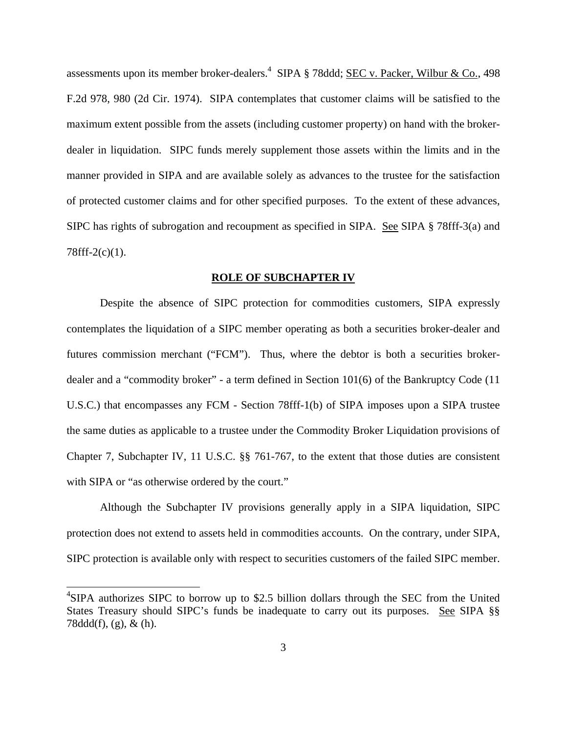assessments upon its member broker-dealers.[4] SIPA § 78ddd; SEC v. Packer, Wilbur & Co., 498 F.2d 978, 980 (2d Cir. 1974). SIPA contemplates that customer claims will be satisfied to the maximum extent possible from the assets (including customer property) on hand with the broker-dealer in liquidation. SIPC funds merely supplement those assets within the limits and in the manner provided in SIPA and are available solely as advances to the trustee for the satisfaction of protected customer claims and for other specified purposes. To the extent of these advances, SIPC has rights of subrogation and recoupment as specified in SIPA. See SIPA § 78fff-3(a) and 78fff-2(c)(1).

## ROLE OF SUBCHAPTER IV

Despite the absence of SIPC protection for commodities customers, SIPA expressly contemplates the liquidation of a SIPC member operating as both a securities broker-dealer and futures commission merchant ("FCM"). Thus, where the debtor is both a securities broker-dealer and a "commodity broker" - a term defined in Section 101(6) of the Bankruptcy Code (11 U.S.C.) that encompasses any FCM - Section 78fff-1(b) of SIPA imposes upon a SIPA trustee the same duties as applicable to a trustee under the Commodity Broker Liquidation provisions of Chapter 7, Subchapter IV, 11 U.S.C. §§ 761-767, to the extent that those duties are consistent with SIPA or "as otherwise ordered by the court."

Although the Subchapter IV provisions generally apply in a SIPA liquidation, SIPC protection does not extend to assets held in commodities accounts. On the contrary, under SIPA, SIPC protection is available only with respect to securities customers of the failed SIPC member.

[4]SIPA authorizes SIPC to borrow up to $2.5 billion dollars through the SEC from the United States Treasury should SIPC's funds be inadequate to carry out its purposes. See SIPA §§ 78ddd(f), (g), & (h).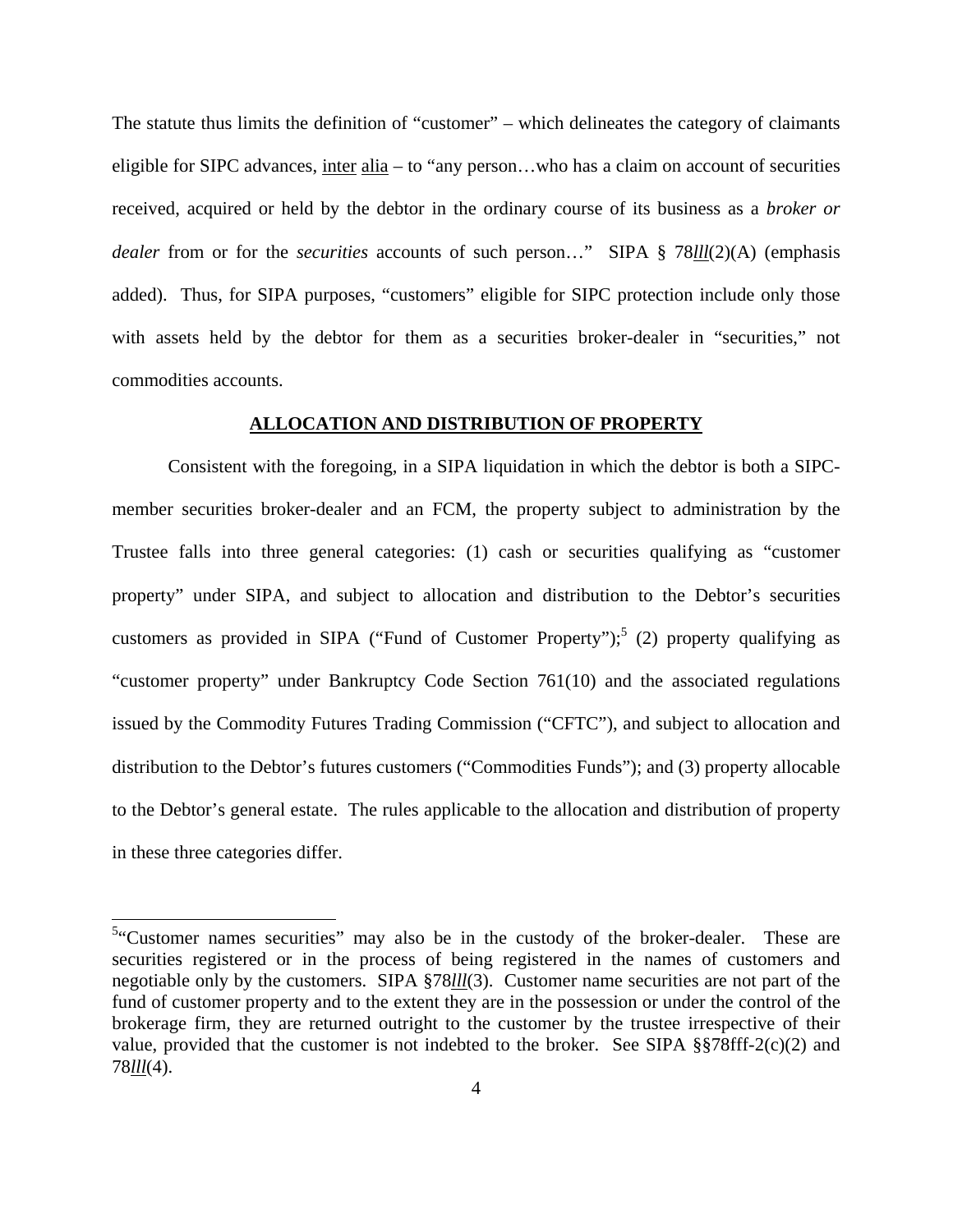The statute thus limits the definition of "customer" – which delineates the category of claimants eligible for SIPC advances, inter alia – to "any person…who has a claim on account of securities received, acquired or held by the debtor in the ordinary course of its business as a *broker or dealer* from or for the *securities* accounts of such person…" SIPA § 78*lll*(2)(A) (emphasis added). Thus, for SIPA purposes, "customers" eligible for SIPC protection include only those with assets held by the debtor for them as a securities broker-dealer in "securities," not commodities accounts.

## ALLOCATION AND DISTRIBUTION OF PROPERTY

Consistent with the foregoing, in a SIPA liquidation in which the debtor is both a SIPC-member securities broker-dealer and an FCM, the property subject to administration by the Trustee falls into three general categories: (1) cash or securities qualifying as "customer property" under SIPA, and subject to allocation and distribution to the Debtor's securities customers as provided in SIPA ("Fund of Customer Property");[5] (2) property qualifying as "customer property" under Bankruptcy Code Section 761(10) and the associated regulations issued by the Commodity Futures Trading Commission ("CFTC"), and subject to allocation and distribution to the Debtor's futures customers ("Commodities Funds"); and (3) property allocable to the Debtor's general estate. The rules applicable to the allocation and distribution of property in these three categories differ.

[5]"Customer names securities" may also be in the custody of the broker-dealer. These are securities registered or in the process of being registered in the names of customers and negotiable only by the customers. SIPA §78*lll*(3). Customer name securities are not part of the fund of customer property and to the extent they are in the possession or under the control of the brokerage firm, they are returned outright to the customer by the trustee irrespective of their value, provided that the customer is not indebted to the broker. See SIPA §§78fff-2(c)(2) and 78*lll*(4).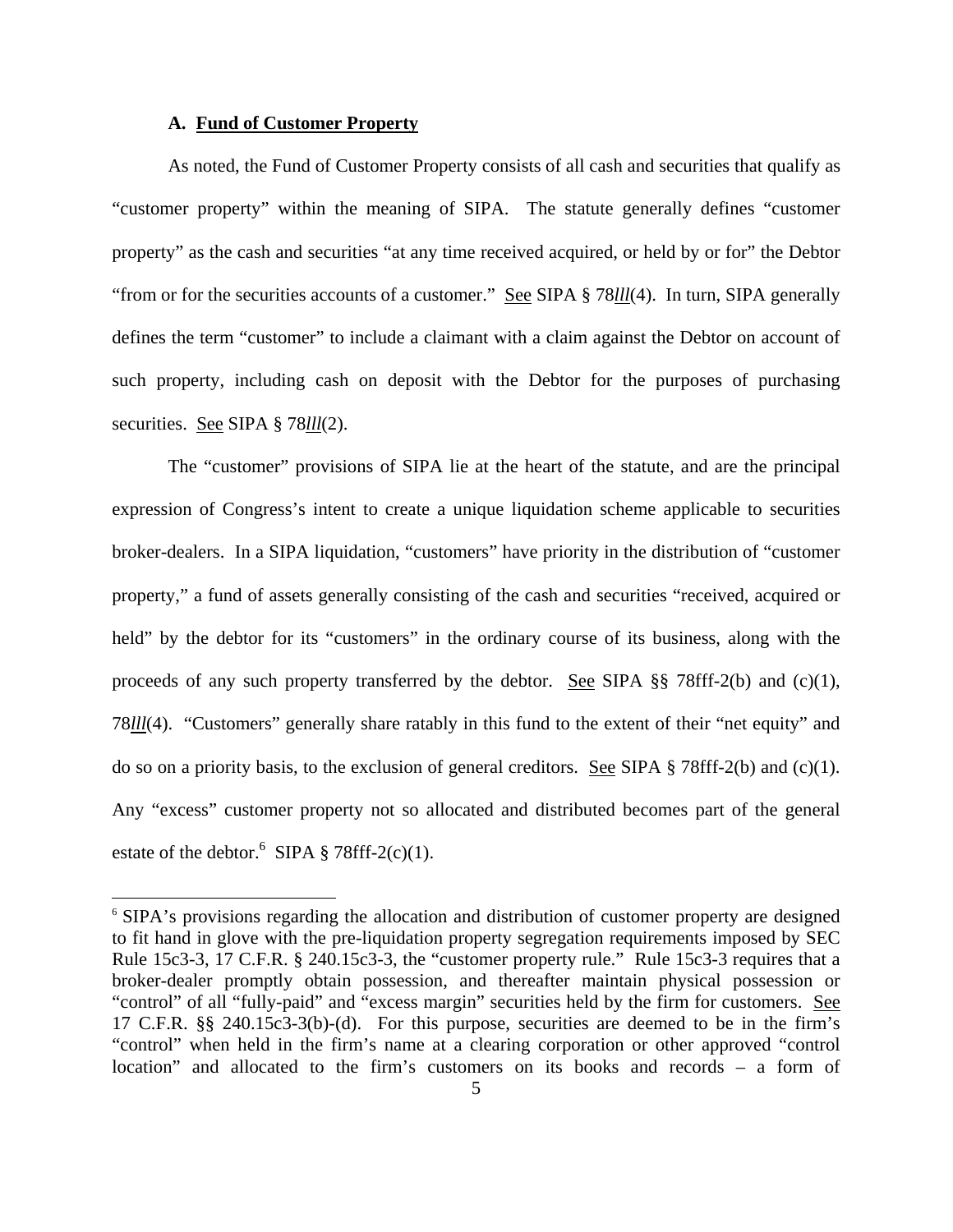### A. **Fund of Customer Property**

As noted, the Fund of Customer Property consists of all cash and securities that qualify as "customer property" within the meaning of SIPA. The statute generally defines "customer property" as the cash and securities "at any time received acquired, or held by or for" the Debtor "from or for the securities accounts of a customer." See SIPA § 78*lll*(4). In turn, SIPA generally defines the term "customer" to include a claimant with a claim against the Debtor on account of such property, including cash on deposit with the Debtor for the purposes of purchasing securities. See SIPA § 78*lll*(2).

The "customer" provisions of SIPA lie at the heart of the statute, and are the principal expression of Congress's intent to create a unique liquidation scheme applicable to securities broker-dealers. In a SIPA liquidation, "customers" have priority in the distribution of "customer property," a fund of assets generally consisting of the cash and securities "received, acquired or held" by the debtor for its "customers" in the ordinary course of its business, along with the proceeds of any such property transferred by the debtor. See SIPA §§ 78fff-2(b) and (c)(1), 78*lll*(4). "Customers" generally share ratably in this fund to the extent of their "net equity" and do so on a priority basis, to the exclusion of general creditors. See SIPA § 78fff-2(b) and (c)(1). Any "excess" customer property not so allocated and distributed becomes part of the general estate of the debtor.[6] SIPA § 78fff-2(c)(1).

[6] SIPA's provisions regarding the allocation and distribution of customer property are designed to fit hand in glove with the pre-liquidation property segregation requirements imposed by SEC Rule 15c3-3, 17 C.F.R. § 240.15c3-3, the "customer property rule." Rule 15c3-3 requires that a broker-dealer promptly obtain possession, and thereafter maintain physical possession or "control" of all "fully-paid" and "excess margin" securities held by the firm for customers. See 17 C.F.R. §§ 240.15c3-3(b)-(d). For this purpose, securities are deemed to be in the firm's "control" when held in the firm's name at a clearing corporation or other approved "control location" and allocated to the firm's customers on its books and records – a form of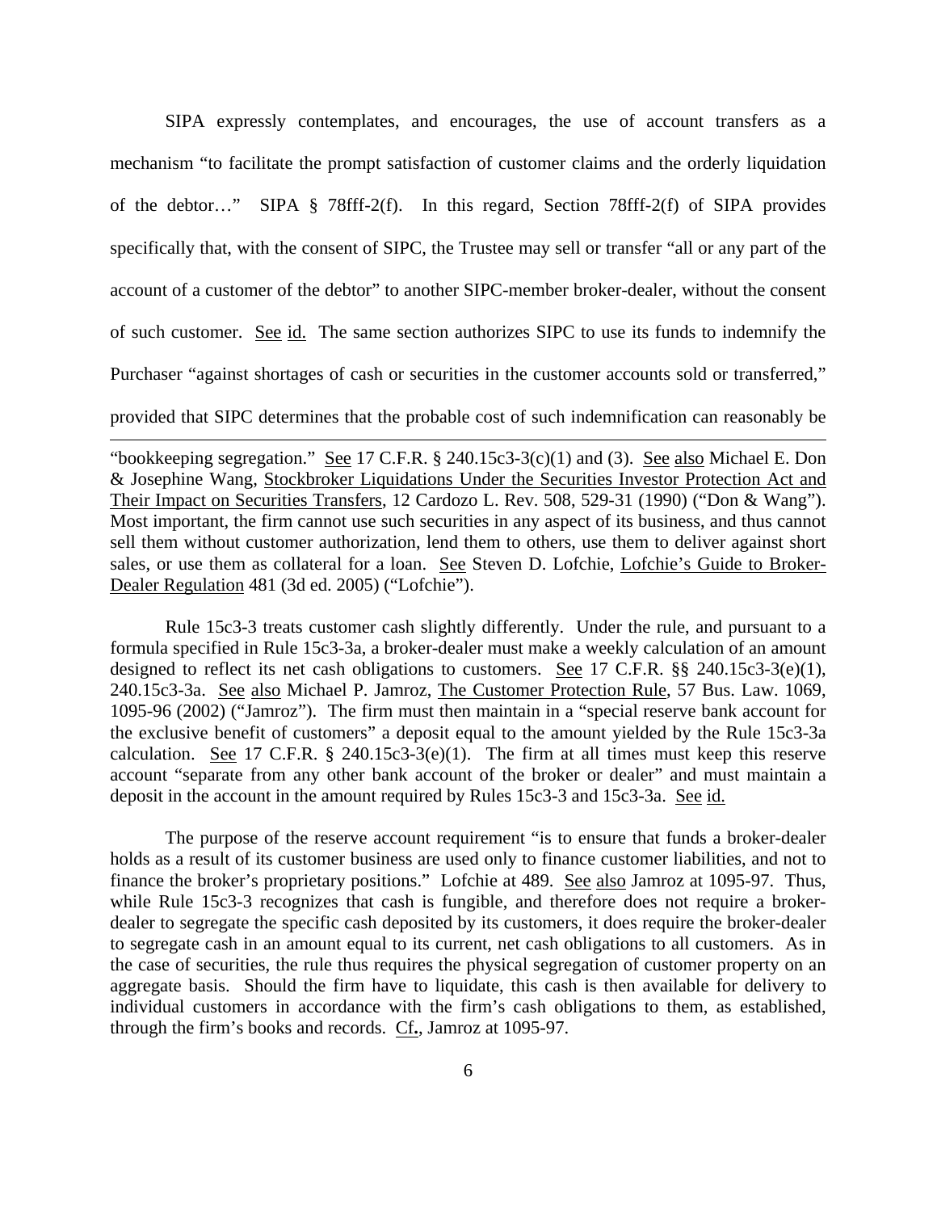SIPA expressly contemplates, and encourages, the use of account transfers as a mechanism "to facilitate the prompt satisfaction of customer claims and the orderly liquidation of the debtor…" SIPA § 78fff-2(f). In this regard, Section 78fff-2(f) of SIPA provides specifically that, with the consent of SIPC, the Trustee may sell or transfer "all or any part of the account of a customer of the debtor" to another SIPC-member broker-dealer, without the consent of such customer. See id. The same section authorizes SIPC to use its funds to indemnify the Purchaser "against shortages of cash or securities in the customer accounts sold or transferred," provided that SIPC determines that the probable cost of such indemnification can reasonably be

---

"bookkeeping segregation." See 17 C.F.R. § 240.15c3-3(c)(1) and (3). See also Michael E. Don & Josephine Wang, Stockbroker Liquidations Under the Securities Investor Protection Act and Their Impact on Securities Transfers, 12 Cardozo L. Rev. 508, 529-31 (1990) ("Don & Wang"). Most important, the firm cannot use such securities in any aspect of its business, and thus cannot sell them without customer authorization, lend them to others, use them to deliver against short sales, or use them as collateral for a loan. See Steven D. Lofchie, Lofchie's Guide to Broker-Dealer Regulation 481 (3d ed. 2005) ("Lofchie").

Rule 15c3-3 treats customer cash slightly differently. Under the rule, and pursuant to a formula specified in Rule 15c3-3a, a broker-dealer must make a weekly calculation of an amount designed to reflect its net cash obligations to customers. See 17 C.F.R. §§ 240.15c3-3(e)(1), 240.15c3-3a. See also Michael P. Jamroz, The Customer Protection Rule, 57 Bus. Law. 1069, 1095-96 (2002) ("Jamroz"). The firm must then maintain in a "special reserve bank account for the exclusive benefit of customers" a deposit equal to the amount yielded by the Rule 15c3-3a calculation. See 17 C.F.R. § 240.15c3-3(e)(1). The firm at all times must keep this reserve account "separate from any other bank account of the broker or dealer" and must maintain a deposit in the account in the amount required by Rules 15c3-3 and 15c3-3a. See id.

The purpose of the reserve account requirement "is to ensure that funds a broker-dealer holds as a result of its customer business are used only to finance customer liabilities, and not to finance the broker's proprietary positions." Lofchie at 489. See also Jamroz at 1095-97. Thus, while Rule 15c3-3 recognizes that cash is fungible, and therefore does not require a broker-dealer to segregate the specific cash deposited by its customers, it does require the broker-dealer to segregate cash in an amount equal to its current, net cash obligations to all customers. As in the case of securities, the rule thus requires the physical segregation of customer property on an aggregate basis. Should the firm have to liquidate, this cash is then available for delivery to individual customers in accordance with the firm's cash obligations to them, as established, through the firm's books and records. Cf., Jamroz at 1095-97.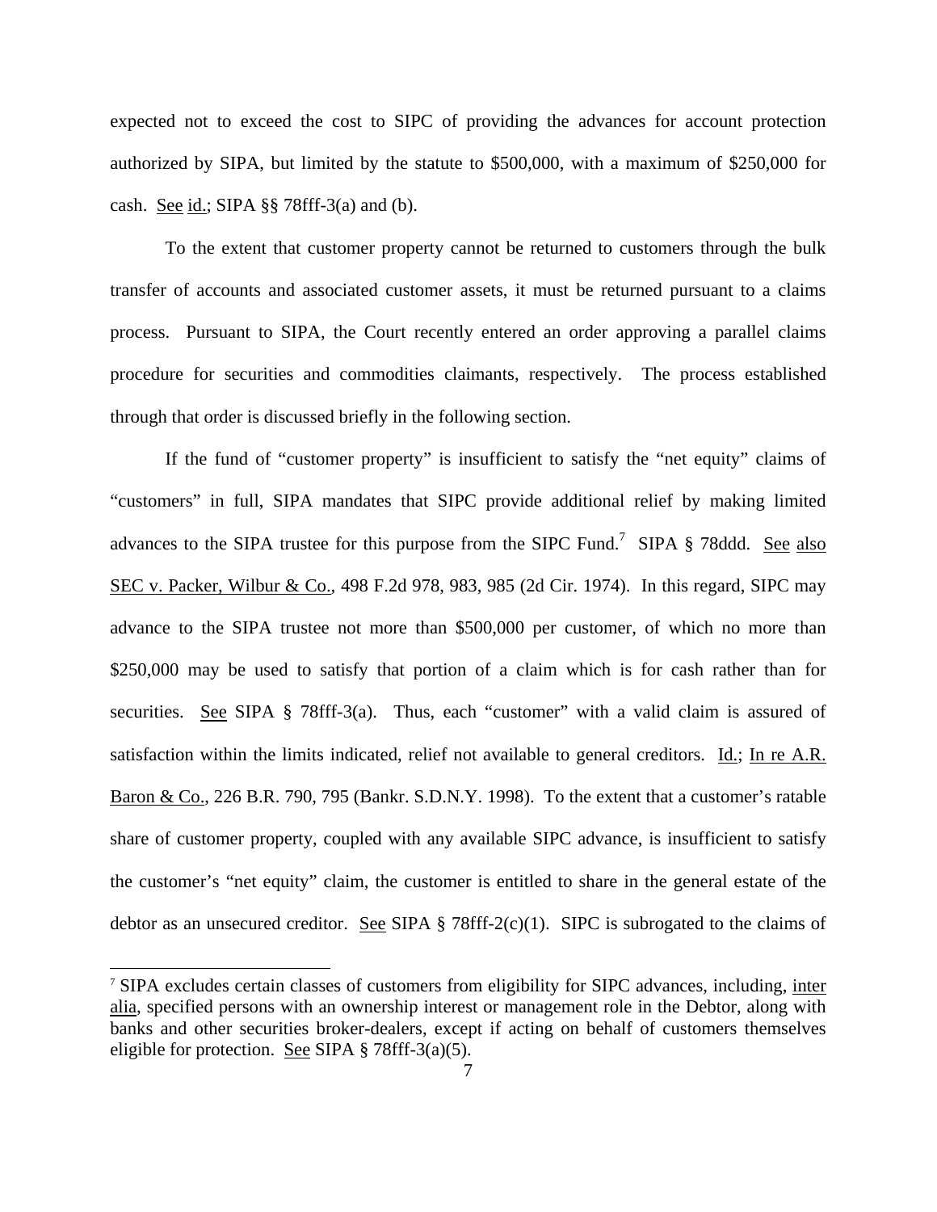expected not to exceed the cost to SIPC of providing the advances for account protection authorized by SIPA, but limited by the statute to $500,000, with a maximum of $250,000 for cash. See id.; SIPA §§ 78fff-3(a) and (b).

To the extent that customer property cannot be returned to customers through the bulk transfer of accounts and associated customer assets, it must be returned pursuant to a claims process. Pursuant to SIPA, the Court recently entered an order approving a parallel claims procedure for securities and commodities claimants, respectively. The process established through that order is discussed briefly in the following section.

If the fund of "customer property" is insufficient to satisfy the "net equity" claims of "customers" in full, SIPA mandates that SIPC provide additional relief by making limited advances to the SIPA trustee for this purpose from the SIPC Fund.[7] SIPA § 78ddd. See also SEC v. Packer, Wilbur & Co., 498 F.2d 978, 983, 985 (2d Cir. 1974). In this regard, SIPC may advance to the SIPA trustee not more than $500,000 per customer, of which no more than $250,000 may be used to satisfy that portion of a claim which is for cash rather than for securities. See SIPA § 78fff-3(a). Thus, each "customer" with a valid claim is assured of satisfaction within the limits indicated, relief not available to general creditors. Id.; In re A.R. Baron & Co., 226 B.R. 790, 795 (Bankr. S.D.N.Y. 1998). To the extent that a customer's ratable share of customer property, coupled with any available SIPC advance, is insufficient to satisfy the customer's "net equity" claim, the customer is entitled to share in the general estate of the debtor as an unsecured creditor. See SIPA § 78fff-2(c)(1). SIPC is subrogated to the claims of

[7] SIPA excludes certain classes of customers from eligibility for SIPC advances, including, inter alia, specified persons with an ownership interest or management role in the Debtor, along with banks and other securities broker-dealers, except if acting on behalf of customers themselves eligible for protection. See SIPA § 78fff-3(a)(5).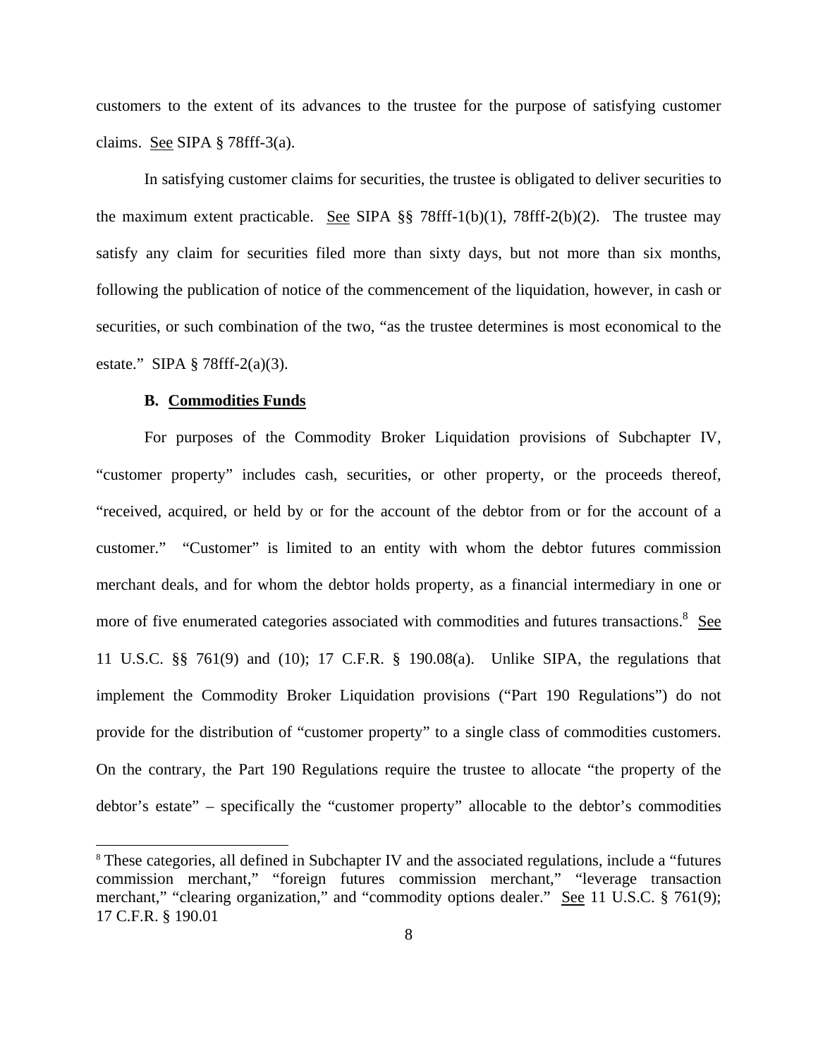customers to the extent of its advances to the trustee for the purpose of satisfying customer claims. See SIPA § 78fff-3(a).

In satisfying customer claims for securities, the trustee is obligated to deliver securities to the maximum extent practicable. See SIPA §§ 78fff-1(b)(1), 78fff-2(b)(2). The trustee may satisfy any claim for securities filed more than sixty days, but not more than six months, following the publication of notice of the commencement of the liquidation, however, in cash or securities, or such combination of the two, "as the trustee determines is most economical to the estate." SIPA § 78fff-2(a)(3).

**B. Commodities Funds**

For purposes of the Commodity Broker Liquidation provisions of Subchapter IV, "customer property" includes cash, securities, or other property, or the proceeds thereof, "received, acquired, or held by or for the account of the debtor from or for the account of a customer." "Customer" is limited to an entity with whom the debtor futures commission merchant deals, and for whom the debtor holds property, as a financial intermediary in one or more of five enumerated categories associated with commodities and futures transactions.[8] See 11 U.S.C. §§ 761(9) and (10); 17 C.F.R. § 190.08(a). Unlike SIPA, the regulations that implement the Commodity Broker Liquidation provisions ("Part 190 Regulations") do not provide for the distribution of "customer property" to a single class of commodities customers. On the contrary, the Part 190 Regulations require the trustee to allocate "the property of the debtor's estate" – specifically the "customer property" allocable to the debtor's commodities

[8] These categories, all defined in Subchapter IV and the associated regulations, include a "futures commission merchant," "foreign futures commission merchant," "leverage transaction merchant," "clearing organization," and "commodity options dealer." See 11 U.S.C. § 761(9); 17 C.F.R. § 190.01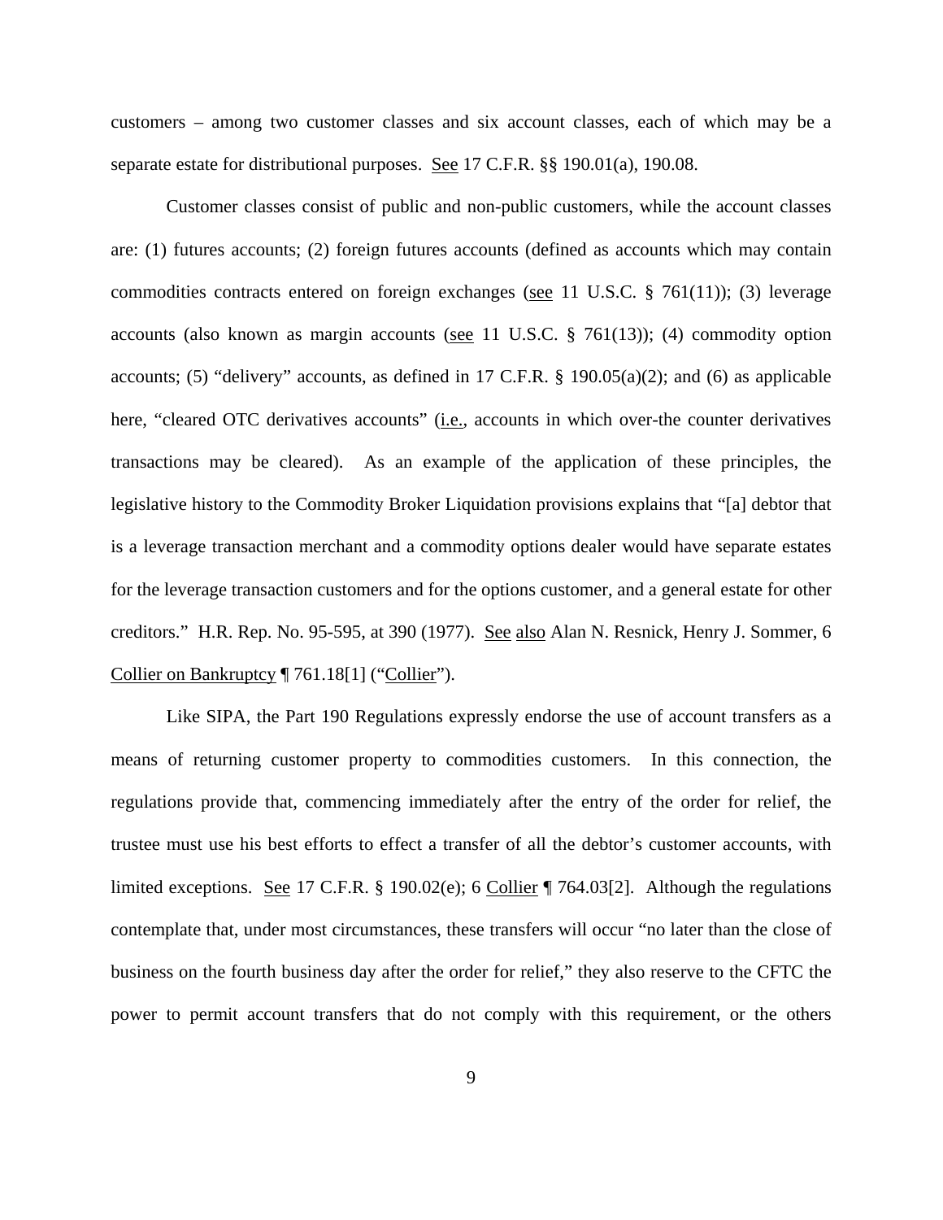customers – among two customer classes and six account classes, each of which may be a separate estate for distributional purposes. See 17 C.F.R. §§ 190.01(a), 190.08.

Customer classes consist of public and non-public customers, while the account classes are: (1) futures accounts; (2) foreign futures accounts (defined as accounts which may contain commodities contracts entered on foreign exchanges (see 11 U.S.C. § 761(11)); (3) leverage accounts (also known as margin accounts (see 11 U.S.C. § 761(13)); (4) commodity option accounts; (5) "delivery" accounts, as defined in 17 C.F.R. § 190.05(a)(2); and (6) as applicable here, "cleared OTC derivatives accounts" (i.e., accounts in which over-the counter derivatives transactions may be cleared). As an example of the application of these principles, the legislative history to the Commodity Broker Liquidation provisions explains that "[a] debtor that is a leverage transaction merchant and a commodity options dealer would have separate estates for the leverage transaction customers and for the options customer, and a general estate for other creditors." H.R. Rep. No. 95-595, at 390 (1977). See also Alan N. Resnick, Henry J. Sommer, 6 Collier on Bankruptcy ¶ 761.18[1] ("Collier").

Like SIPA, the Part 190 Regulations expressly endorse the use of account transfers as a means of returning customer property to commodities customers. In this connection, the regulations provide that, commencing immediately after the entry of the order for relief, the trustee must use his best efforts to effect a transfer of all the debtor's customer accounts, with limited exceptions. See 17 C.F.R. § 190.02(e); 6 Collier ¶ 764.03[2]. Although the regulations contemplate that, under most circumstances, these transfers will occur "no later than the close of business on the fourth business day after the order for relief," they also reserve to the CFTC the power to permit account transfers that do not comply with this requirement, or the others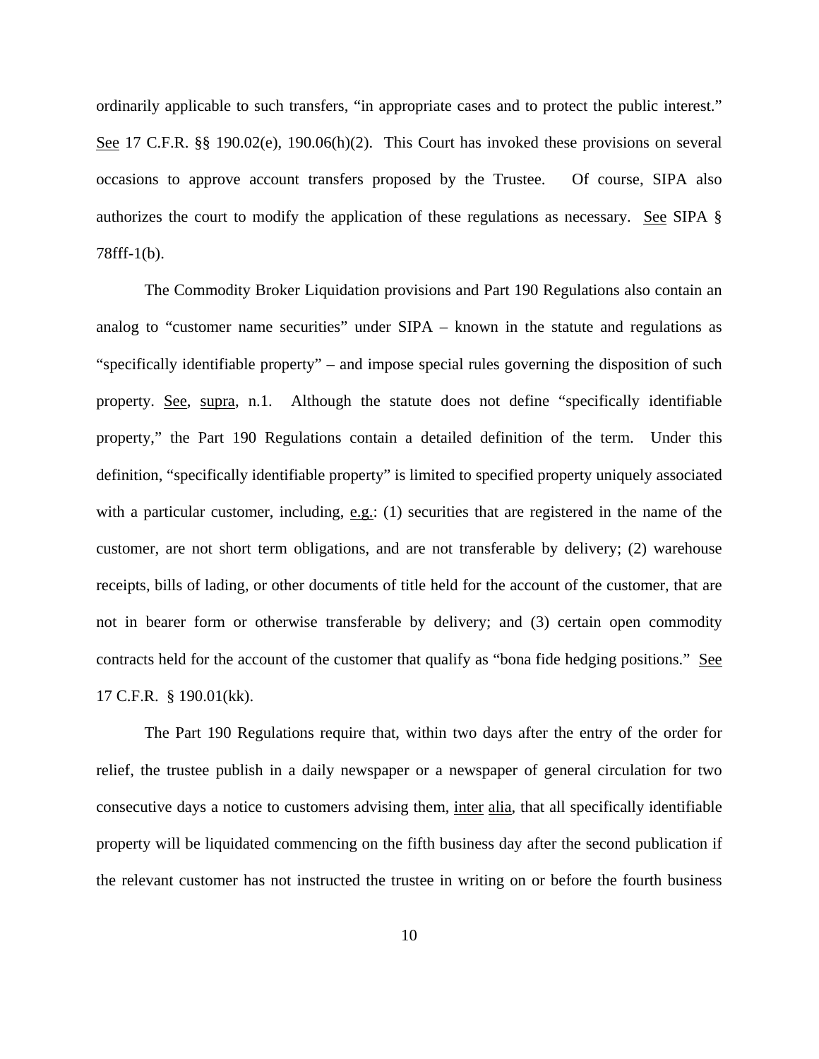ordinarily applicable to such transfers, "in appropriate cases and to protect the public interest." See 17 C.F.R. §§ 190.02(e), 190.06(h)(2). This Court has invoked these provisions on several occasions to approve account transfers proposed by the Trustee. Of course, SIPA also authorizes the court to modify the application of these regulations as necessary. See SIPA § 78fff-1(b).

The Commodity Broker Liquidation provisions and Part 190 Regulations also contain an analog to "customer name securities" under SIPA – known in the statute and regulations as "specifically identifiable property" – and impose special rules governing the disposition of such property. See, supra, n.1. Although the statute does not define "specifically identifiable property," the Part 190 Regulations contain a detailed definition of the term. Under this definition, "specifically identifiable property" is limited to specified property uniquely associated with a particular customer, including, e.g.: (1) securities that are registered in the name of the customer, are not short term obligations, and are not transferable by delivery; (2) warehouse receipts, bills of lading, or other documents of title held for the account of the customer, that are not in bearer form or otherwise transferable by delivery; and (3) certain open commodity contracts held for the account of the customer that qualify as "bona fide hedging positions." See 17 C.F.R. § 190.01(kk).

The Part 190 Regulations require that, within two days after the entry of the order for relief, the trustee publish in a daily newspaper or a newspaper of general circulation for two consecutive days a notice to customers advising them, inter alia, that all specifically identifiable property will be liquidated commencing on the fifth business day after the second publication if the relevant customer has not instructed the trustee in writing on or before the fourth business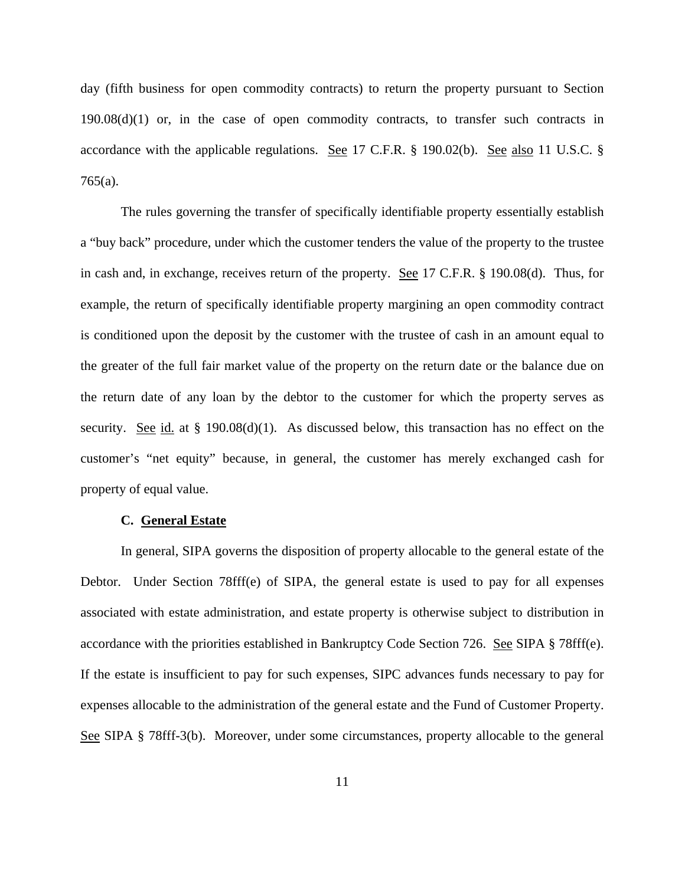day (fifth business for open commodity contracts) to return the property pursuant to Section 190.08(d)(1) or, in the case of open commodity contracts, to transfer such contracts in accordance with the applicable regulations. See 17 C.F.R. § 190.02(b). See also 11 U.S.C. § 765(a).

The rules governing the transfer of specifically identifiable property essentially establish a "buy back" procedure, under which the customer tenders the value of the property to the trustee in cash and, in exchange, receives return of the property. See 17 C.F.R. § 190.08(d). Thus, for example, the return of specifically identifiable property margining an open commodity contract is conditioned upon the deposit by the customer with the trustee of cash in an amount equal to the greater of the full fair market value of the property on the return date or the balance due on the return date of any loan by the debtor to the customer for which the property serves as security. See id. at § 190.08(d)(1). As discussed below, this transaction has no effect on the customer's "net equity" because, in general, the customer has merely exchanged cash for property of equal value.

### C. General Estate

In general, SIPA governs the disposition of property allocable to the general estate of the Debtor. Under Section 78fff(e) of SIPA, the general estate is used to pay for all expenses associated with estate administration, and estate property is otherwise subject to distribution in accordance with the priorities established in Bankruptcy Code Section 726. See SIPA § 78fff(e). If the estate is insufficient to pay for such expenses, SIPC advances funds necessary to pay for expenses allocable to the administration of the general estate and the Fund of Customer Property. See SIPA § 78fff-3(b). Moreover, under some circumstances, property allocable to the general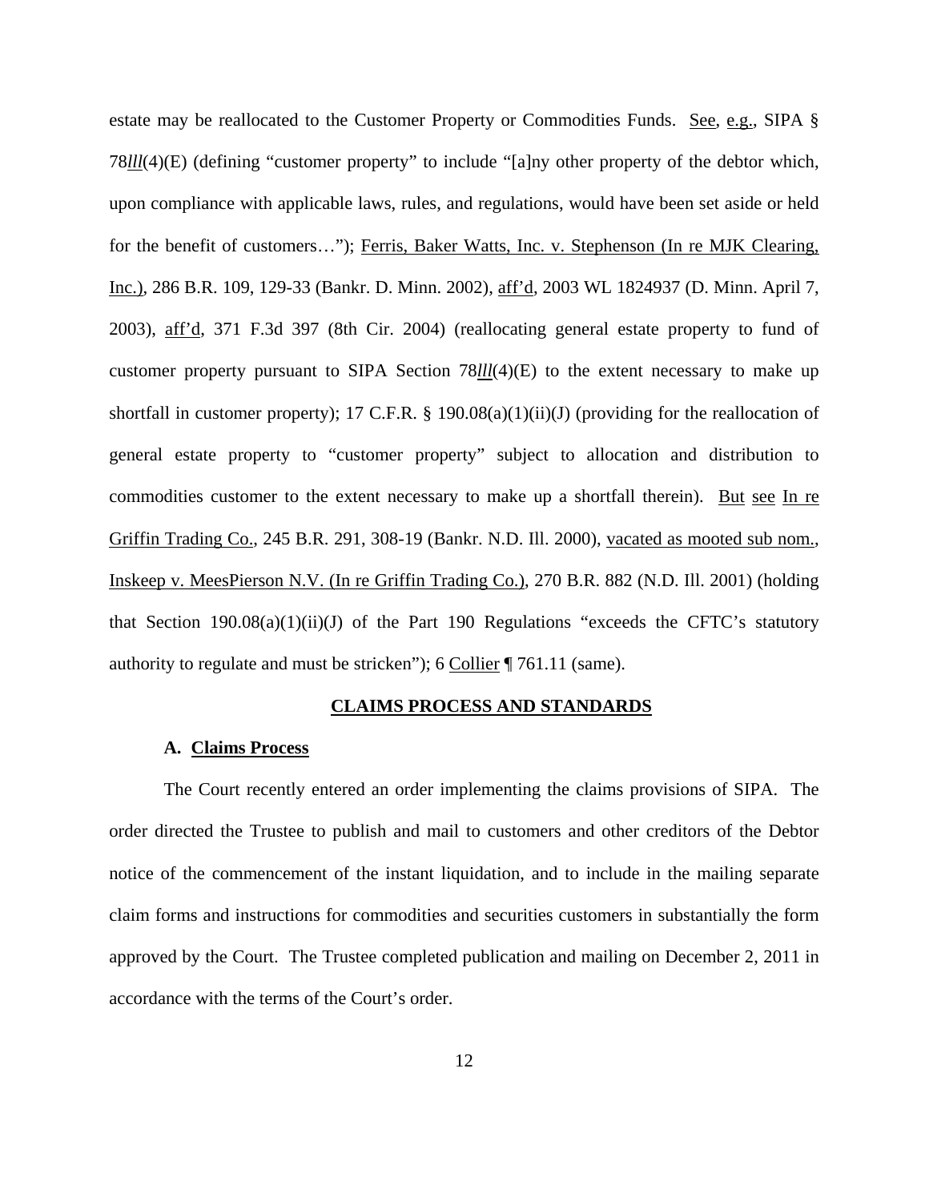estate may be reallocated to the Customer Property or Commodities Funds. See, e.g., SIPA § 78*lll*(4)(E) (defining "customer property" to include "[a]ny other property of the debtor which, upon compliance with applicable laws, rules, and regulations, would have been set aside or held for the benefit of customers…"); Ferris, Baker Watts, Inc. v. Stephenson (In re MJK Clearing, Inc.), 286 B.R. 109, 129-33 (Bankr. D. Minn. 2002), aff'd, 2003 WL 1824937 (D. Minn. April 7, 2003), aff'd, 371 F.3d 397 (8th Cir. 2004) (reallocating general estate property to fund of customer property pursuant to SIPA Section 78*lll*(4)(E) to the extent necessary to make up shortfall in customer property); 17 C.F.R. § 190.08(a)(1)(ii)(J) (providing for the reallocation of general estate property to "customer property" subject to allocation and distribution to commodities customer to the extent necessary to make up a shortfall therein). But see In re Griffin Trading Co., 245 B.R. 291, 308-19 (Bankr. N.D. Ill. 2000), vacated as mooted sub nom., Inskeep v. MeesPierson N.V. (In re Griffin Trading Co.), 270 B.R. 882 (N.D. Ill. 2001) (holding that Section 190.08(a)(1)(ii)(J) of the Part 190 Regulations "exceeds the CFTC's statutory authority to regulate and must be stricken"); 6 Collier ¶ 761.11 (same).

## CLAIMS PROCESS AND STANDARDS

### A. Claims Process

The Court recently entered an order implementing the claims provisions of SIPA. The order directed the Trustee to publish and mail to customers and other creditors of the Debtor notice of the commencement of the instant liquidation, and to include in the mailing separate claim forms and instructions for commodities and securities customers in substantially the form approved by the Court. The Trustee completed publication and mailing on December 2, 2011 in accordance with the terms of the Court's order.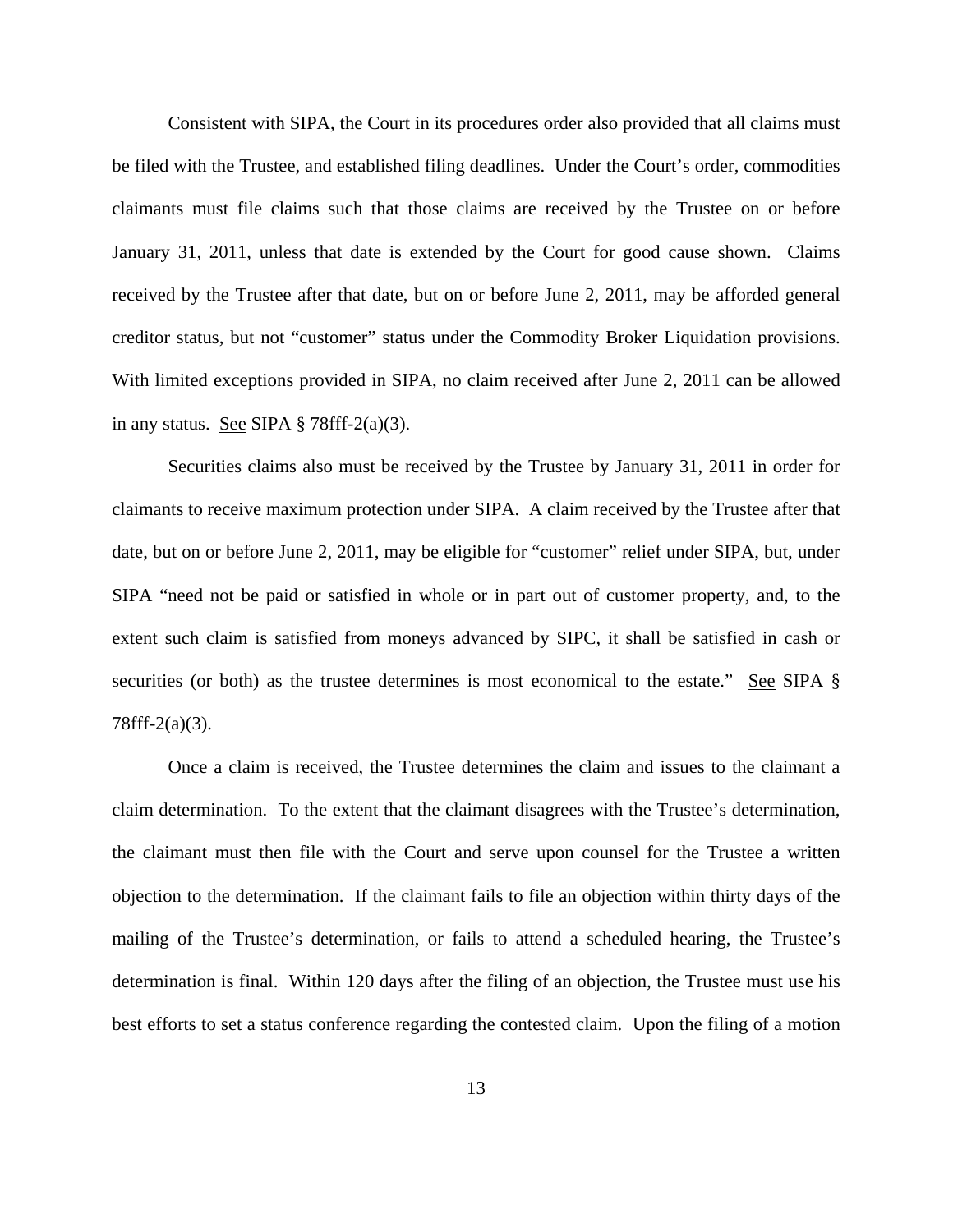Consistent with SIPA, the Court in its procedures order also provided that all claims must be filed with the Trustee, and established filing deadlines. Under the Court's order, commodities claimants must file claims such that those claims are received by the Trustee on or before January 31, 2011, unless that date is extended by the Court for good cause shown. Claims received by the Trustee after that date, but on or before June 2, 2011, may be afforded general creditor status, but not "customer" status under the Commodity Broker Liquidation provisions. With limited exceptions provided in SIPA, no claim received after June 2, 2011 can be allowed in any status. See SIPA § 78fff-2(a)(3).

Securities claims also must be received by the Trustee by January 31, 2011 in order for claimants to receive maximum protection under SIPA. A claim received by the Trustee after that date, but on or before June 2, 2011, may be eligible for "customer" relief under SIPA, but, under SIPA "need not be paid or satisfied in whole or in part out of customer property, and, to the extent such claim is satisfied from moneys advanced by SIPC, it shall be satisfied in cash or securities (or both) as the trustee determines is most economical to the estate." See SIPA § 78fff-2(a)(3).

Once a claim is received, the Trustee determines the claim and issues to the claimant a claim determination. To the extent that the claimant disagrees with the Trustee's determination, the claimant must then file with the Court and serve upon counsel for the Trustee a written objection to the determination. If the claimant fails to file an objection within thirty days of the mailing of the Trustee's determination, or fails to attend a scheduled hearing, the Trustee's determination is final. Within 120 days after the filing of an objection, the Trustee must use his best efforts to set a status conference regarding the contested claim. Upon the filing of a motion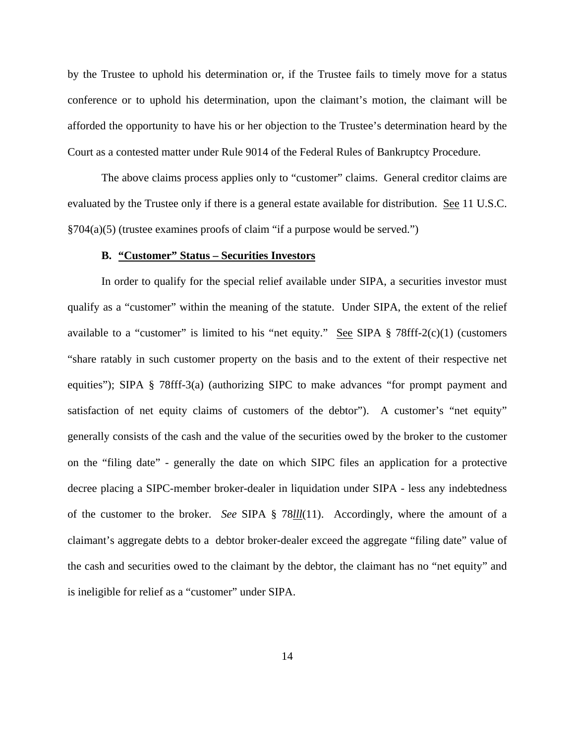by the Trustee to uphold his determination or, if the Trustee fails to timely move for a status conference or to uphold his determination, upon the claimant's motion, the claimant will be afforded the opportunity to have his or her objection to the Trustee's determination heard by the Court as a contested matter under Rule 9014 of the Federal Rules of Bankruptcy Procedure.

The above claims process applies only to "customer" claims. General creditor claims are evaluated by the Trustee only if there is a general estate available for distribution. See 11 U.S.C. §704(a)(5) (trustee examines proofs of claim "if a purpose would be served.")

**B. "Customer" Status – Securities Investors**

In order to qualify for the special relief available under SIPA, a securities investor must qualify as a "customer" within the meaning of the statute. Under SIPA, the extent of the relief available to a "customer" is limited to his "net equity." See SIPA § 78fff-2(c)(1) (customers "share ratably in such customer property on the basis and to the extent of their respective net equities"); SIPA § 78fff-3(a) (authorizing SIPC to make advances "for prompt payment and satisfaction of net equity claims of customers of the debtor"). A customer's "net equity" generally consists of the cash and the value of the securities owed by the broker to the customer on the "filing date" - generally the date on which SIPC files an application for a protective decree placing a SIPC-member broker-dealer in liquidation under SIPA - less any indebtedness of the customer to the broker. *See* SIPA § 78*lll*(11). Accordingly, where the amount of a claimant's aggregate debts to a debtor broker-dealer exceed the aggregate "filing date" value of the cash and securities owed to the claimant by the debtor, the claimant has no "net equity" and is ineligible for relief as a "customer" under SIPA.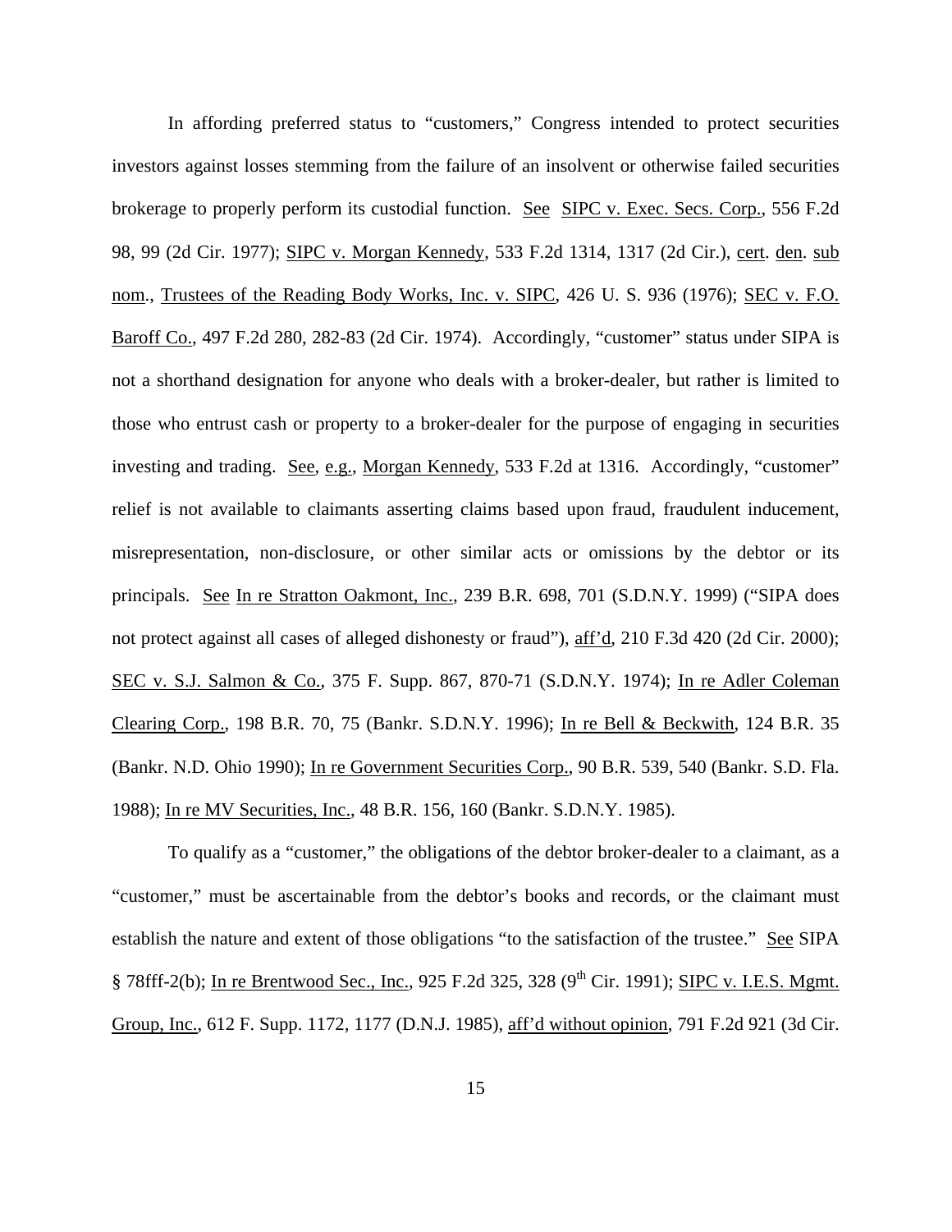In affording preferred status to "customers," Congress intended to protect securities investors against losses stemming from the failure of an insolvent or otherwise failed securities brokerage to properly perform its custodial function. See SIPC v. Exec. Secs. Corp., 556 F.2d 98, 99 (2d Cir. 1977); SIPC v. Morgan Kennedy, 533 F.2d 1314, 1317 (2d Cir.), cert. den. sub nom., Trustees of the Reading Body Works, Inc. v. SIPC, 426 U. S. 936 (1976); SEC v. F.O. Baroff Co., 497 F.2d 280, 282-83 (2d Cir. 1974). Accordingly, "customer" status under SIPA is not a shorthand designation for anyone who deals with a broker-dealer, but rather is limited to those who entrust cash or property to a broker-dealer for the purpose of engaging in securities investing and trading. See, e.g., Morgan Kennedy, 533 F.2d at 1316. Accordingly, "customer" relief is not available to claimants asserting claims based upon fraud, fraudulent inducement, misrepresentation, non-disclosure, or other similar acts or omissions by the debtor or its principals. See In re Stratton Oakmont, Inc., 239 B.R. 698, 701 (S.D.N.Y. 1999) ("SIPA does not protect against all cases of alleged dishonesty or fraud"), aff'd, 210 F.3d 420 (2d Cir. 2000); SEC v. S.J. Salmon & Co., 375 F. Supp. 867, 870-71 (S.D.N.Y. 1974); In re Adler Coleman Clearing Corp., 198 B.R. 70, 75 (Bankr. S.D.N.Y. 1996); In re Bell & Beckwith, 124 B.R. 35 (Bankr. N.D. Ohio 1990); In re Government Securities Corp., 90 B.R. 539, 540 (Bankr. S.D. Fla. 1988); In re MV Securities, Inc., 48 B.R. 156, 160 (Bankr. S.D.N.Y. 1985).

To qualify as a "customer," the obligations of the debtor broker-dealer to a claimant, as a "customer," must be ascertainable from the debtor's books and records, or the claimant must establish the nature and extent of those obligations "to the satisfaction of the trustee." See SIPA § 78fff-2(b); In re Brentwood Sec., Inc., 925 F.2d 325, 328 (9th Cir. 1991); SIPC v. I.E.S. Mgmt. Group, Inc., 612 F. Supp. 1172, 1177 (D.N.J. 1985), aff'd without opinion, 791 F.2d 921 (3d Cir.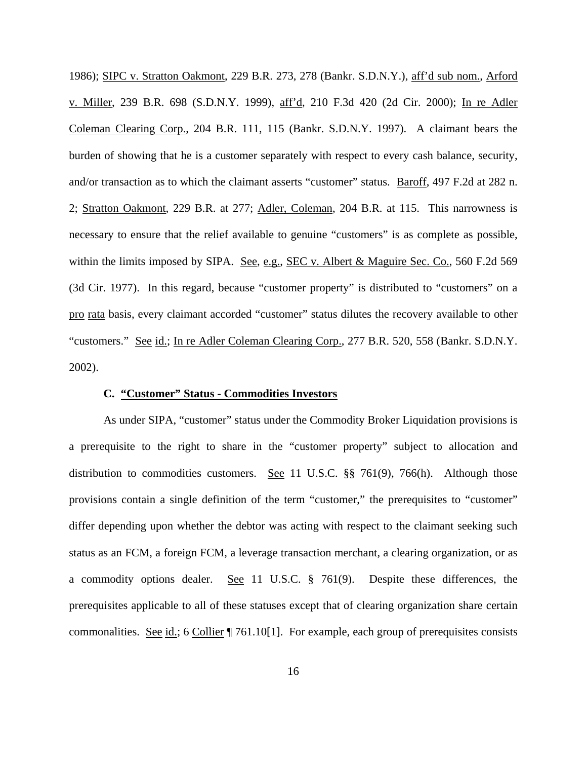1986); SIPC v. Stratton Oakmont, 229 B.R. 273, 278 (Bankr. S.D.N.Y.), aff'd sub nom., Arford v. Miller, 239 B.R. 698 (S.D.N.Y. 1999), aff'd, 210 F.3d 420 (2d Cir. 2000); In re Adler Coleman Clearing Corp., 204 B.R. 111, 115 (Bankr. S.D.N.Y. 1997). A claimant bears the burden of showing that he is a customer separately with respect to every cash balance, security, and/or transaction as to which the claimant asserts "customer" status. Baroff, 497 F.2d at 282 n. 2; Stratton Oakmont, 229 B.R. at 277; Adler, Coleman, 204 B.R. at 115. This narrowness is necessary to ensure that the relief available to genuine "customers" is as complete as possible, within the limits imposed by SIPA. See, e.g., SEC v. Albert & Maguire Sec. Co., 560 F.2d 569 (3d Cir. 1977). In this regard, because "customer property" is distributed to "customers" on a pro rata basis, every claimant accorded "customer" status dilutes the recovery available to other "customers." See id.; In re Adler Coleman Clearing Corp., 277 B.R. 520, 558 (Bankr. S.D.N.Y. 2002).

### C. "Customer" Status - Commodities Investors

As under SIPA, "customer" status under the Commodity Broker Liquidation provisions is a prerequisite to the right to share in the "customer property" subject to allocation and distribution to commodities customers. See 11 U.S.C. §§ 761(9), 766(h). Although those provisions contain a single definition of the term "customer," the prerequisites to "customer" differ depending upon whether the debtor was acting with respect to the claimant seeking such status as an FCM, a foreign FCM, a leverage transaction merchant, a clearing organization, or as a commodity options dealer. See 11 U.S.C. § 761(9). Despite these differences, the prerequisites applicable to all of these statuses except that of clearing organization share certain commonalities. See id.; 6 Collier ¶ 761.10[1]. For example, each group of prerequisites consists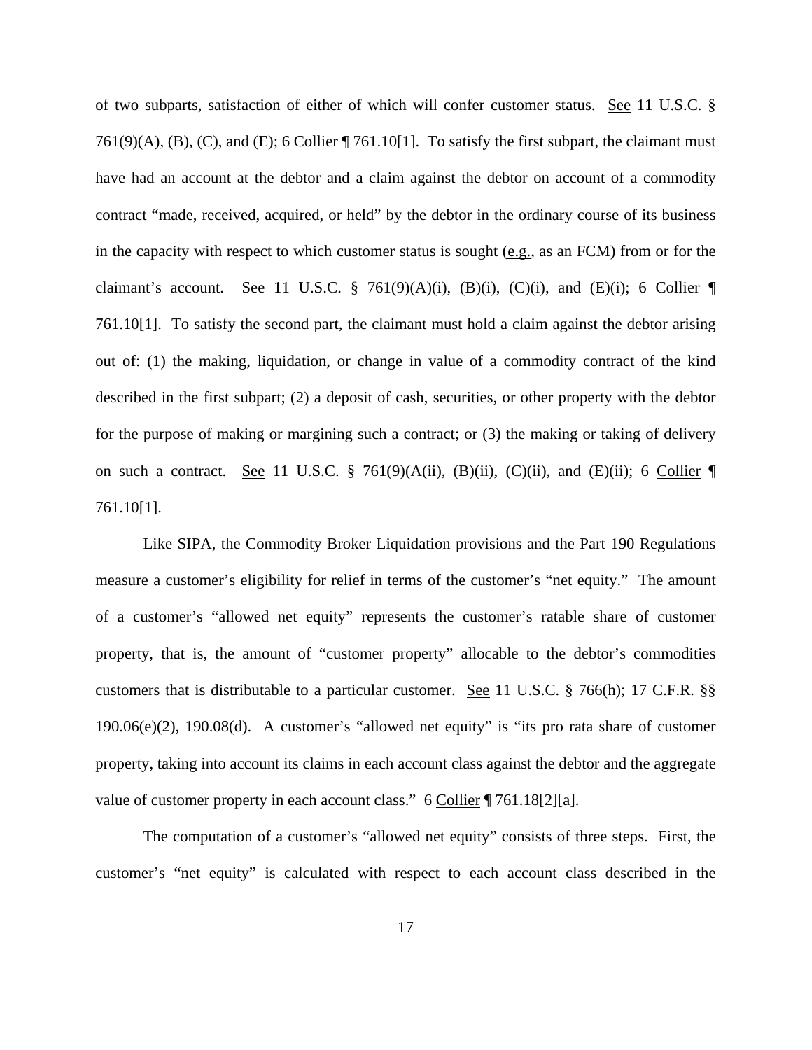of two subparts, satisfaction of either of which will confer customer status. See 11 U.S.C. § 761(9)(A), (B), (C), and (E); 6 Collier ¶ 761.10[1]. To satisfy the first subpart, the claimant must have had an account at the debtor and a claim against the debtor on account of a commodity contract "made, received, acquired, or held" by the debtor in the ordinary course of its business in the capacity with respect to which customer status is sought (e.g., as an FCM) from or for the claimant's account. See 11 U.S.C. § 761(9)(A)(i), (B)(i), (C)(i), and (E)(i); 6 Collier ¶ 761.10[1]. To satisfy the second part, the claimant must hold a claim against the debtor arising out of: (1) the making, liquidation, or change in value of a commodity contract of the kind described in the first subpart; (2) a deposit of cash, securities, or other property with the debtor for the purpose of making or margining such a contract; or (3) the making or taking of delivery on such a contract. See 11 U.S.C. § 761(9)(A(ii), (B)(ii), (C)(ii), and (E)(ii); 6 Collier ¶ 761.10[1].

Like SIPA, the Commodity Broker Liquidation provisions and the Part 190 Regulations measure a customer's eligibility for relief in terms of the customer's "net equity." The amount of a customer's "allowed net equity" represents the customer's ratable share of customer property, that is, the amount of "customer property" allocable to the debtor's commodities customers that is distributable to a particular customer. See 11 U.S.C. § 766(h); 17 C.F.R. §§ 190.06(e)(2), 190.08(d). A customer's "allowed net equity" is "its pro rata share of customer property, taking into account its claims in each account class against the debtor and the aggregate value of customer property in each account class." 6 Collier ¶ 761.18[2][a].

The computation of a customer's "allowed net equity" consists of three steps. First, the customer's "net equity" is calculated with respect to each account class described in the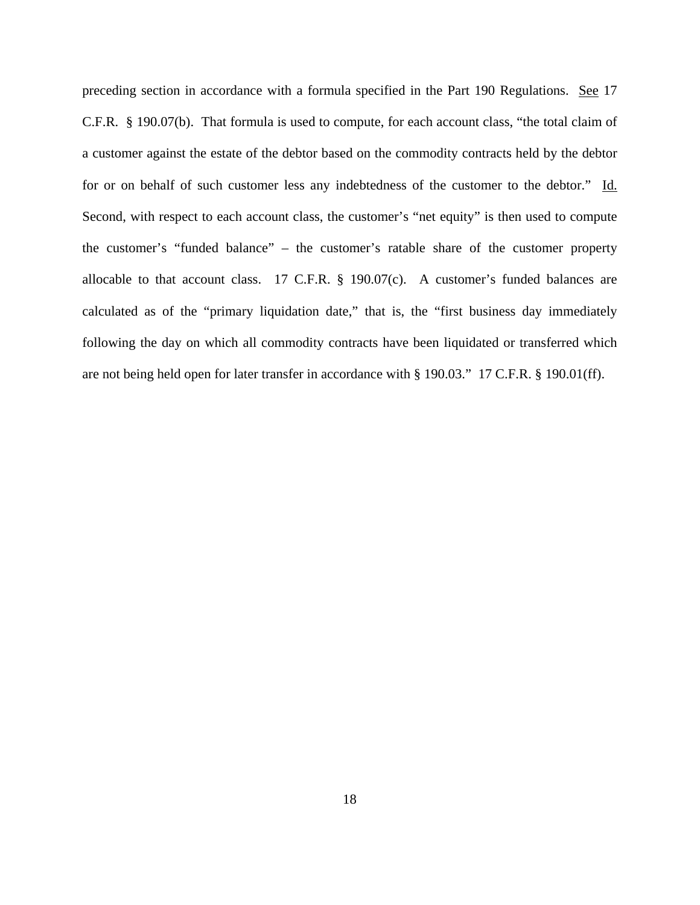preceding section in accordance with a formula specified in the Part 190 Regulations. See 17 C.F.R. § 190.07(b). That formula is used to compute, for each account class, "the total claim of a customer against the estate of the debtor based on the commodity contracts held by the debtor for or on behalf of such customer less any indebtedness of the customer to the debtor." Id. Second, with respect to each account class, the customer's "net equity" is then used to compute the customer's "funded balance" – the customer's ratable share of the customer property allocable to that account class. 17 C.F.R. § 190.07(c). A customer's funded balances are calculated as of the "primary liquidation date," that is, the "first business day immediately following the day on which all commodity contracts have been liquidated or transferred which are not being held open for later transfer in accordance with § 190.03." 17 C.F.R. § 190.01(ff).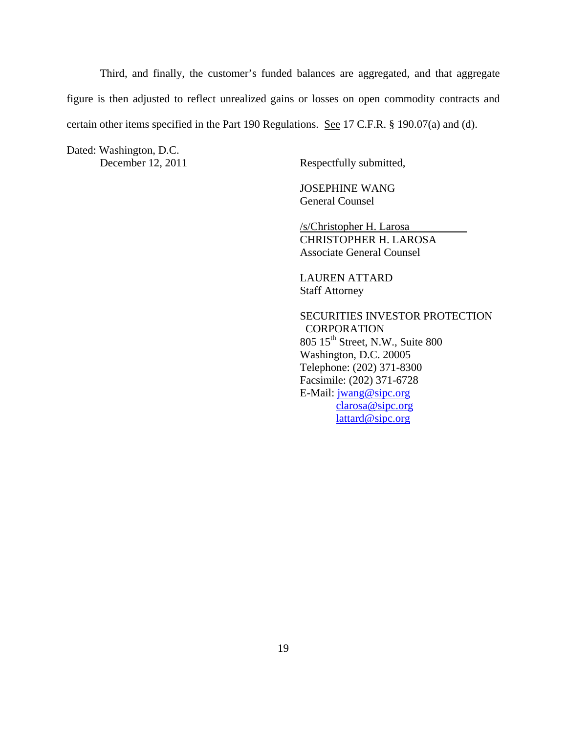Third, and finally, the customer's funded balances are aggregated, and that aggregate figure is then adjusted to reflect unrealized gains or losses on open commodity contracts and certain other items specified in the Part 190 Regulations. See 17 C.F.R. § 190.07(a) and (d).

Dated: Washington, D.C.
December 12, 2011

Respectfully submitted,

JOSEPHINE WANG
General Counsel

/s/Christopher H. Larosa
CHRISTOPHER H. LAROSA
Associate General Counsel

LAUREN ATTARD
Staff Attorney

SECURITIES INVESTOR PROTECTION CORPORATION
805 15th Street, N.W., Suite 800
Washington, D.C. 20005
Telephone: (202) 371-8300
Facsimile: (202) 371-6728
E-Mail: jwang@sipc.org
clarosa@sipc.org
lattard@sipc.org